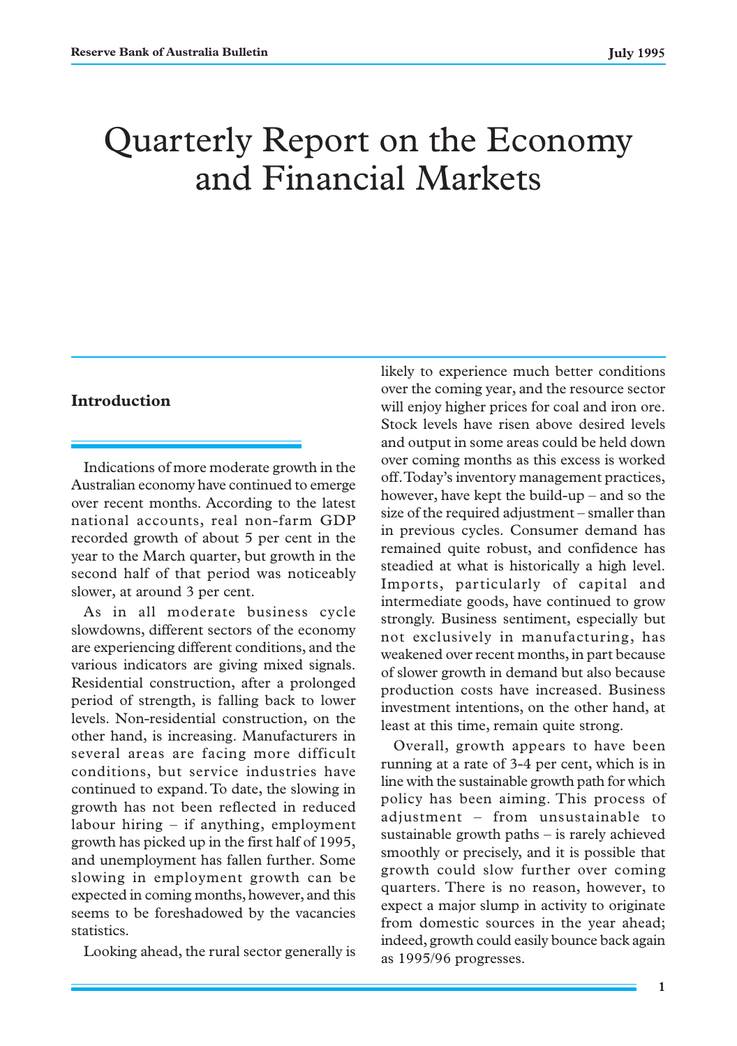# Quarterly Report on the Economy and Financial Markets

## Introduction

Indications of more moderate growth in the Australian economy have continued to emerge over recent months. According to the latest national accounts, real non-farm GDP recorded growth of about 5 per cent in the year to the March quarter, but growth in the second half of that period was noticeably slower, at around 3 per cent.

As in all moderate business cycle slowdowns, different sectors of the economy are experiencing different conditions, and the various indicators are giving mixed signals. Residential construction, after a prolonged period of strength, is falling back to lower levels. Non-residential construction, on the other hand, is increasing. Manufacturers in several areas are facing more difficult conditions, but service industries have continued to expand. To date, the slowing in growth has not been reflected in reduced labour hiring – if anything, employment growth has picked up in the first half of 1995, and unemployment has fallen further. Some slowing in employment growth can be expected in coming months, however, and this seems to be foreshadowed by the vacancies statistics.

Looking ahead, the rural sector generally is likely to experience much better conditions over the coming year, and the resource sector will enjoy higher prices for coal and iron ore. Stock levels have risen above desired levels and output in some areas could be held down over coming months as this excess is worked off. Today's inventory management practices, however, have kept the build-up – and so the size of the required adjustment – smaller than in previous cycles. Consumer demand has remained quite robust, and confidence has steadied at what is historically a high level. Imports, particularly of capital and intermediate goods, have continued to grow strongly. Business sentiment, especially but not exclusively in manufacturing, has weakened over recent months, in part because of slower growth in demand but also because production costs have increased. Business investment intentions, on the other hand, at least at this time, remain quite strong.

Overall, growth appears to have been running at a rate of 3-4 per cent, which is in line with the sustainable growth path for which policy has been aiming. This process of adjustment – from unsustainable to sustainable growth paths – is rarely achieved smoothly or precisely, and it is possible that growth could slow further over coming quarters. There is no reason, however, to expect a major slump in activity to originate from domestic sources in the year ahead; indeed, growth could easily bounce back again as 1995/96 progresses.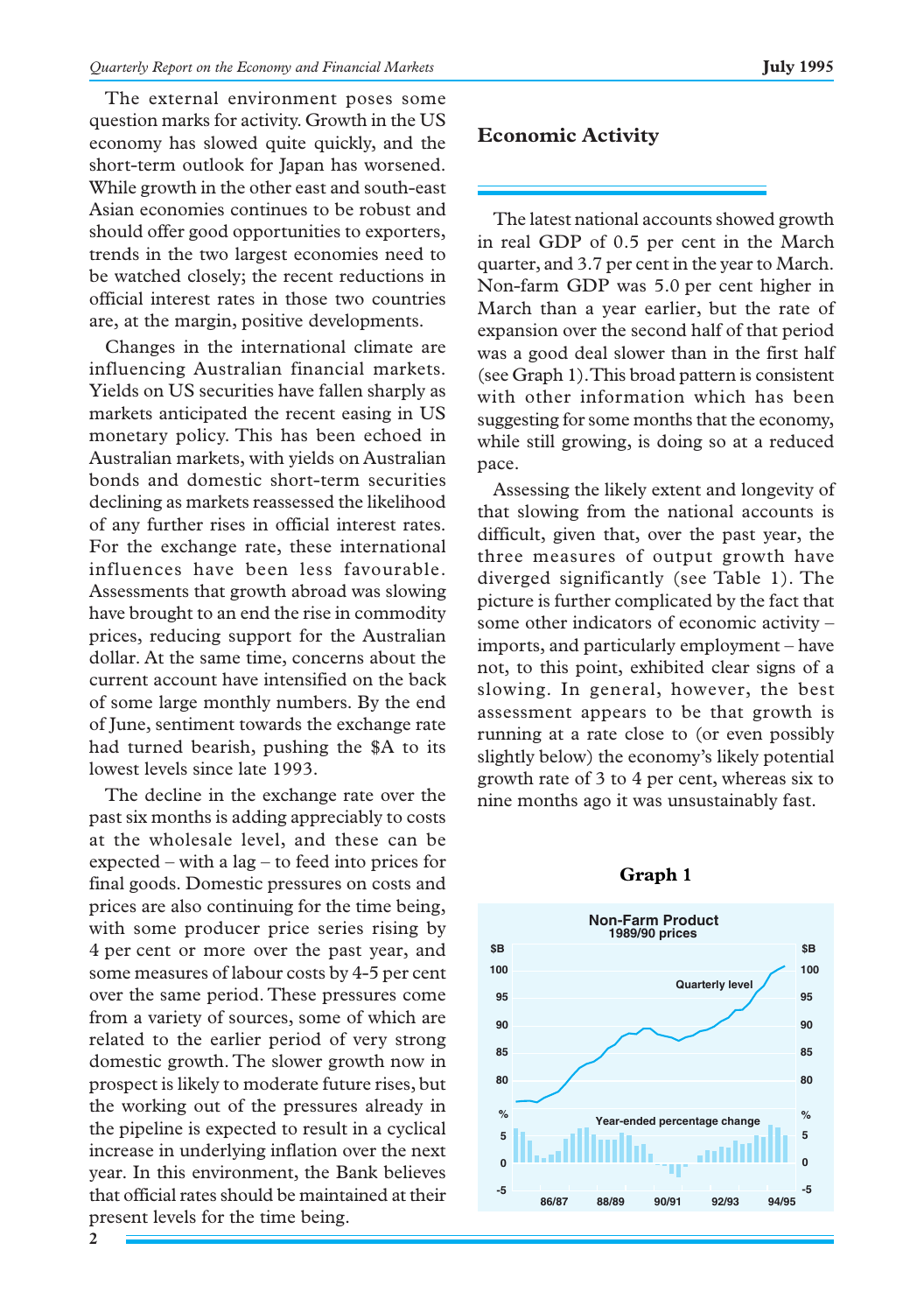The external environment poses some question marks for activity. Growth in the US economy has slowed quite quickly, and the short-term outlook for Japan has worsened. While growth in the other east and south-east Asian economies continues to be robust and should offer good opportunities to exporters, trends in the two largest economies need to be watched closely; the recent reductions in official interest rates in those two countries are, at the margin, positive developments.

Changes in the international climate are influencing Australian financial markets. Yields on US securities have fallen sharply as markets anticipated the recent easing in US monetary policy. This has been echoed in Australian markets, with yields on Australian bonds and domestic short-term securities declining as markets reassessed the likelihood of any further rises in official interest rates. For the exchange rate, these international influences have been less favourable. Assessments that growth abroad was slowing have brought to an end the rise in commodity prices, reducing support for the Australian dollar. At the same time, concerns about the current account have intensified on the back of some large monthly numbers. By the end of June, sentiment towards the exchange rate had turned bearish, pushing the $A to its lowest levels since late 1993.

The decline in the exchange rate over the past six months is adding appreciably to costs at the wholesale level, and these can be expected – with a lag – to feed into prices for final goods. Domestic pressures on costs and prices are also continuing for the time being, with some producer price series rising by 4 per cent or more over the past year, and some measures of labour costs by 4-5 per cent over the same period. These pressures come from a variety of sources, some of which are related to the earlier period of very strong domestic growth. The slower growth now in prospect is likely to moderate future rises, but the working out of the pressures already in the pipeline is expected to result in a cyclical increase in underlying inflation over the next year. In this environment, the Bank believes that official rates should be maintained at their present levels for the time being.

## Economic Activity

The latest national accounts showed growth in real GDP of 0.5 per cent in the March quarter, and 3.7 per cent in the year to March. Non-farm GDP was 5.0 per cent higher in March than a year earlier, but the rate of expansion over the second half of that period was a good deal slower than in the first half (see Graph 1). This broad pattern is consistent with other information which has been suggesting for some months that the economy, while still growing, is doing so at a reduced pace.

Assessing the likely extent and longevity of that slowing from the national accounts is difficult, given that, over the past year, the three measures of output growth have diverged significantly (see Table 1). The picture is further complicated by the fact that some other indicators of economic activity – imports, and particularly employment – have not, to this point, exhibited clear signs of a slowing. In general, however, the best assessment appears to be that growth is running at a rate close to (or even possibly slightly below) the economy's likely potential growth rate of 3 to 4 per cent, whereas six to nine months ago it was unsustainably fast.

**Graph 1**

Non-Farm Product
1989/90 prices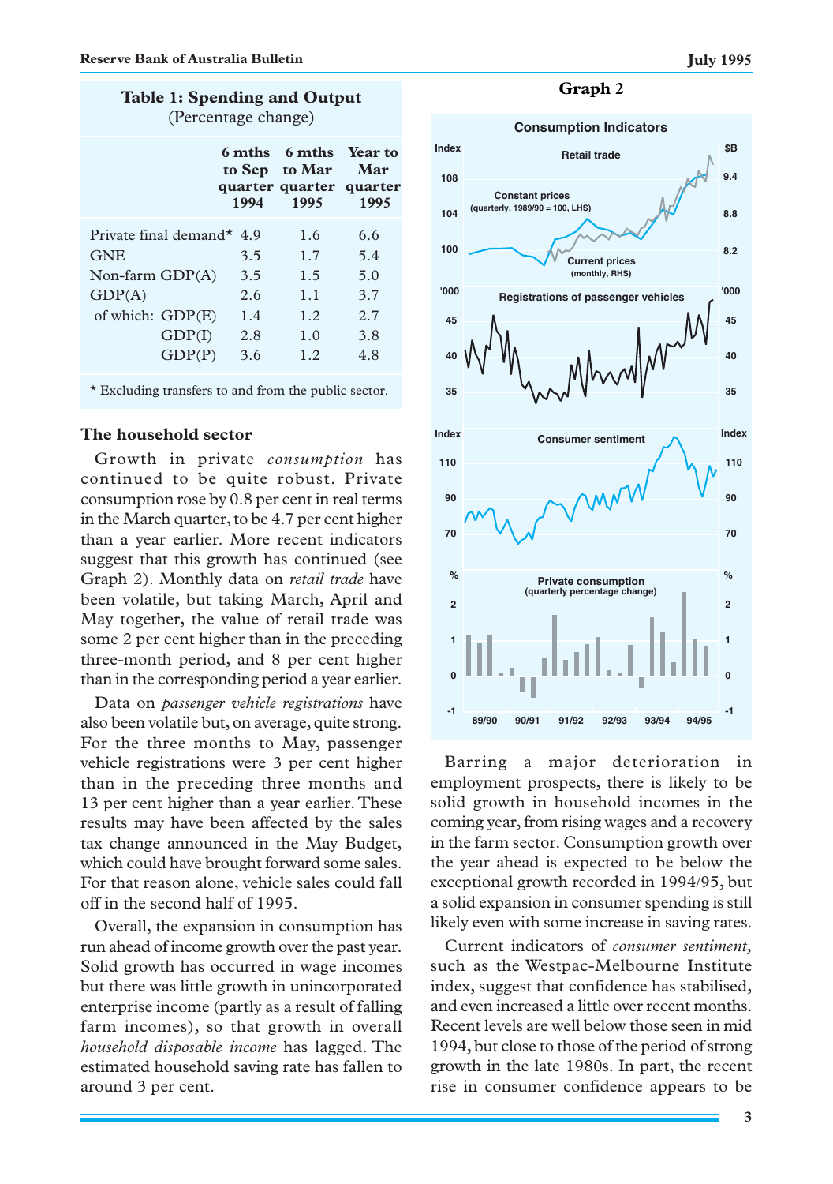**Table 1: Spending and Output**
(Percentage change)

| | 6 mths to Sep quarter 1994 | 6 mths to Mar quarter 1995 | Year to Mar quarter 1995 |
|---|---|---|---|
| Private final demand* | 4.9 | 1.6 | 6.6 |
| GNE | 3.5 | 1.7 | 5.4 |
| Non-farm GDP(A) | 3.5 | 1.5 | 5.0 |
| GDP(A) | 2.6 | 1.1 | 3.7 |
| of which: GDP(E) | 1.4 | 1.2 | 2.7 |
| GDP(I) | 2.8 | 1.0 | 3.8 |
| GDP(P) | 3.6 | 1.2 | 4.8 |

* Excluding transfers to and from the public sector.

## The household sector

Growth in private *consumption* has continued to be quite robust. Private consumption rose by 0.8 per cent in real terms in the March quarter, to be 4.7 per cent higher than a year earlier. More recent indicators suggest that this growth has continued (see Graph 2). Monthly data on *retail trade* have been volatile, but taking March, April and May together, the value of retail trade was some 2 per cent higher than in the preceding three-month period, and 8 per cent higher than in the corresponding period a year earlier.

Data on *passenger vehicle registrations* have also been volatile but, on average, quite strong. For the three months to May, passenger vehicle registrations were 3 per cent higher than in the preceding three months and 13 per cent higher than a year earlier. These results may have been affected by the sales tax change announced in the May Budget, which could have brought forward some sales. For that reason alone, vehicle sales could fall off in the second half of 1995.

Overall, the expansion in consumption has run ahead of income growth over the past year. Solid growth has occurred in wage incomes but there was little growth in unincorporated enterprise income (partly as a result of falling farm incomes), so that growth in overall *household disposable income* has lagged. The estimated household saving rate has fallen to around 3 per cent.

**Graph 2**

Consumption Indicators

Barring a major deterioration in employment prospects, there is likely to be solid growth in household incomes in the coming year, from rising wages and a recovery in the farm sector. Consumption growth over the year ahead is expected to be below the exceptional growth recorded in 1994/95, but a solid expansion in consumer spending is still likely even with some increase in saving rates.

Current indicators of *consumer sentiment,* such as the Westpac-Melbourne Institute index, suggest that confidence has stabilised, and even increased a little over recent months. Recent levels are well below those seen in mid 1994, but close to those of the period of strong growth in the late 1980s. In part, the recent rise in consumer confidence appears to be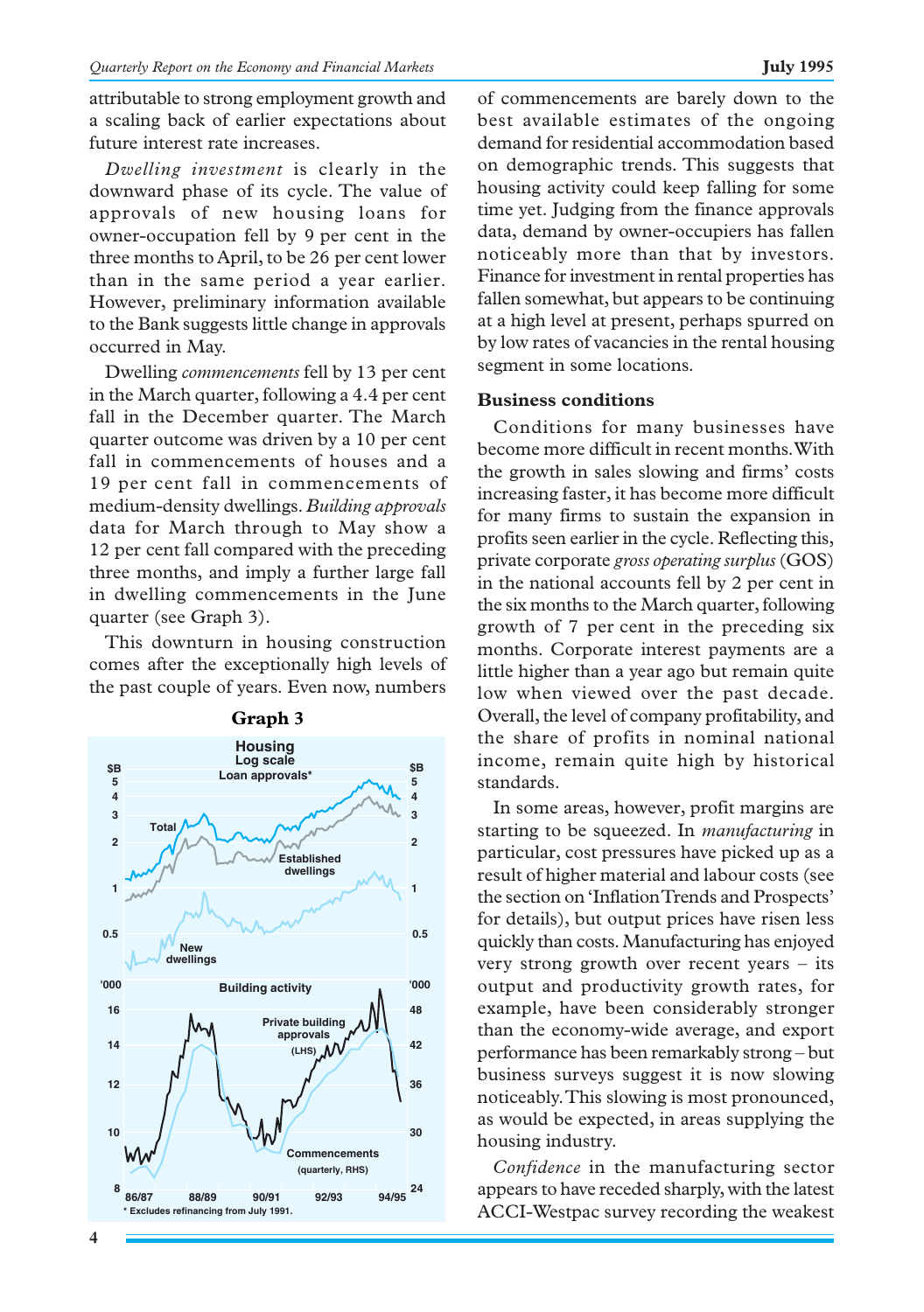attributable to strong employment growth and a scaling back of earlier expectations about future interest rate increases.

*Dwelling investment* is clearly in the downward phase of its cycle. The value of approvals of new housing loans for owner-occupation fell by 9 per cent in the three months to April, to be 26 per cent lower than in the same period a year earlier. However, preliminary information available to the Bank suggests little change in approvals occurred in May.

Dwelling *commencements* fell by 13 per cent in the March quarter, following a 4.4 per cent fall in the December quarter. The March quarter outcome was driven by a 10 per cent fall in commencements of houses and a 19 per cent fall in commencements of medium-density dwellings. *Building approvals* data for March through to May show a 12 per cent fall compared with the preceding three months, and imply a further large fall in dwelling commencements in the June quarter (see Graph 3).

This downturn in housing construction comes after the exceptionally high levels of the past couple of years. Even now, numbers of commencements are barely down to the best available estimates of the ongoing demand for residential accommodation based on demographic trends. This suggests that housing activity could keep falling for some time yet. Judging from the finance approvals data, demand by owner-occupiers has fallen noticeably more than that by investors. Finance for investment in rental properties has fallen somewhat, but appears to be continuing at a high level at present, perhaps spurred on by low rates of vacancies in the rental housing segment in some locations.

**Graph 3**

### Business conditions

Conditions for many businesses have become more difficult in recent months. With the growth in sales slowing and firms' costs increasing faster, it has become more difficult for many firms to sustain the expansion in profits seen earlier in the cycle. Reflecting this, private corporate *gross operating surplus* (GOS) in the national accounts fell by 2 per cent in the six months to the March quarter, following growth of 7 per cent in the preceding six months. Corporate interest payments are a little higher than a year ago but remain quite low when viewed over the past decade. Overall, the level of company profitability, and the share of profits in nominal national income, remain quite high by historical standards.

In some areas, however, profit margins are starting to be squeezed. In *manufacturing* in particular, cost pressures have picked up as a result of higher material and labour costs (see the section on 'Inflation Trends and Prospects' for details), but output prices have risen less quickly than costs. Manufacturing has enjoyed very strong growth over recent years – its output and productivity growth rates, for example, have been considerably stronger than the economy-wide average, and export performance has been remarkably strong – but business surveys suggest it is now slowing noticeably. This slowing is most pronounced, as would be expected, in areas supplying the housing industry.

*Confidence* in the manufacturing sector appears to have receded sharply, with the latest ACCI-Westpac survey recording the weakest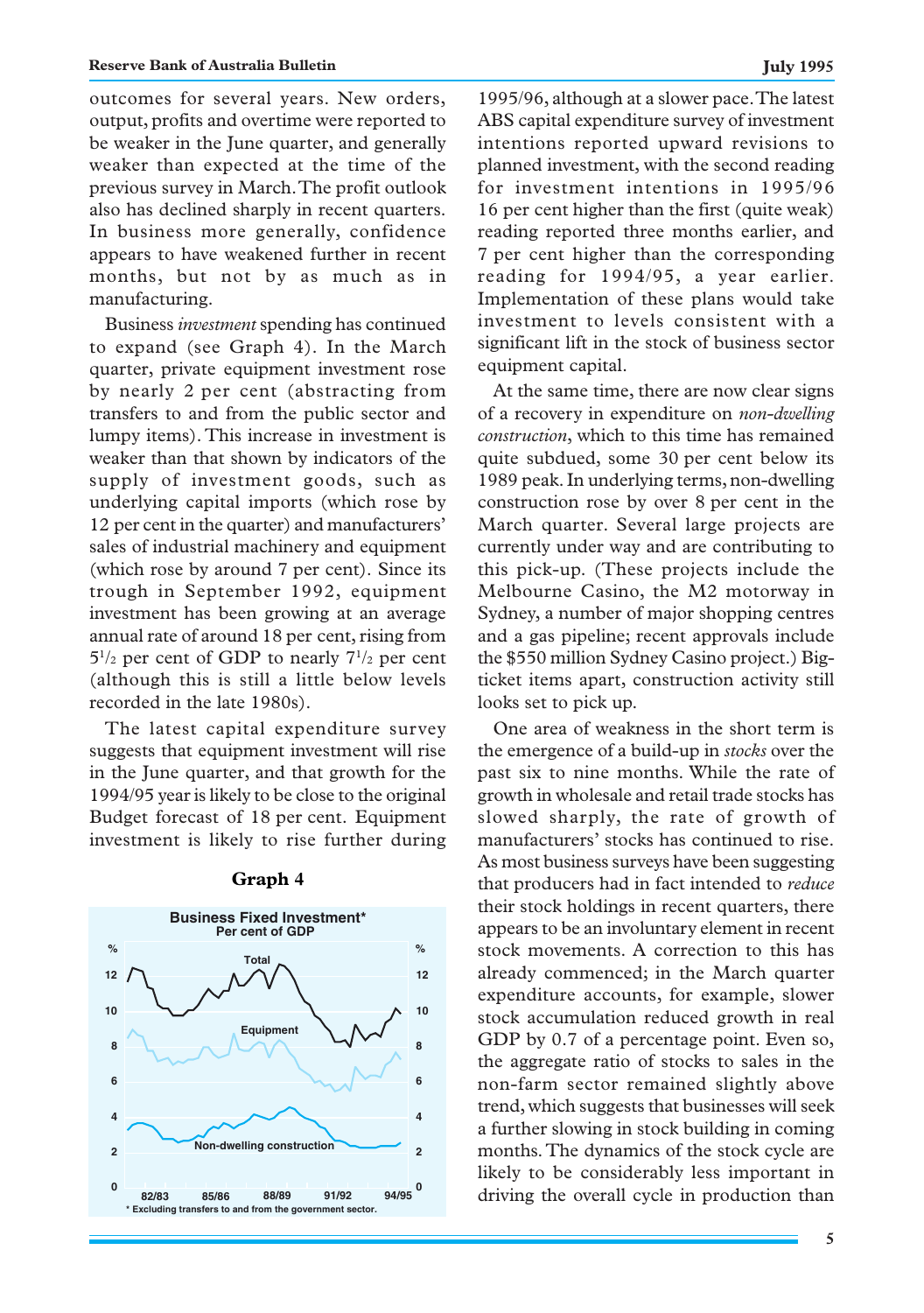outcomes for several years. New orders, output, profits and overtime were reported to be weaker in the June quarter, and generally weaker than expected at the time of the previous survey in March. The profit outlook also has declined sharply in recent quarters. In business more generally, confidence appears to have weakened further in recent months, but not by as much as in manufacturing.

Business *investment* spending has continued to expand (see Graph 4). In the March quarter, private equipment investment rose by nearly 2 per cent (abstracting from transfers to and from the public sector and lumpy items). This increase in investment is weaker than that shown by indicators of the supply of investment goods, such as underlying capital imports (which rose by 12 per cent in the quarter) and manufacturers' sales of industrial machinery and equipment (which rose by around 7 per cent). Since its trough in September 1992, equipment investment has been growing at an average annual rate of around 18 per cent, rising from $5^1/_2$ per cent of GDP to nearly $7^1/_2$ per cent (although this is still a little below levels recorded in the late 1980s).

The latest capital expenditure survey suggests that equipment investment will rise in the June quarter, and that growth for the 1994/95 year is likely to be close to the original Budget forecast of 18 per cent. Equipment investment is likely to rise further during 1995/96, although at a slower pace. The latest ABS capital expenditure survey of investment intentions reported upward revisions to planned investment, with the second reading for investment intentions in 1995/96 16 per cent higher than the first (quite weak) reading reported three months earlier, and 7 per cent higher than the corresponding reading for 1994/95, a year earlier. Implementation of these plans would take investment to levels consistent with a significant lift in the stock of business sector equipment capital.

**Graph 4**

Business Fixed Investment*
Per cent of GDP

* Excluding transfers to and from the government sector.

At the same time, there are now clear signs of a recovery in expenditure on *non-dwelling construction*, which to this time has remained quite subdued, some 30 per cent below its 1989 peak. In underlying terms, non-dwelling construction rose by over 8 per cent in the March quarter. Several large projects are currently under way and are contributing to this pick-up. (These projects include the Melbourne Casino, the M2 motorway in Sydney, a number of major shopping centres and a gas pipeline; recent approvals include the $550 million Sydney Casino project.) Big-ticket items apart, construction activity still looks set to pick up.

One area of weakness in the short term is the emergence of a build-up in *stocks* over the past six to nine months. While the rate of growth in wholesale and retail trade stocks has slowed sharply, the rate of growth of manufacturers' stocks has continued to rise. As most business surveys have been suggesting that producers had in fact intended to *reduce* their stock holdings in recent quarters, there appears to be an involuntary element in recent stock movements. A correction to this has already commenced; in the March quarter expenditure accounts, for example, slower stock accumulation reduced growth in real GDP by 0.7 of a percentage point. Even so, the aggregate ratio of stocks to sales in the non-farm sector remained slightly above trend, which suggests that businesses will seek a further slowing in stock building in coming months. The dynamics of the stock cycle are likely to be considerably less important in driving the overall cycle in production than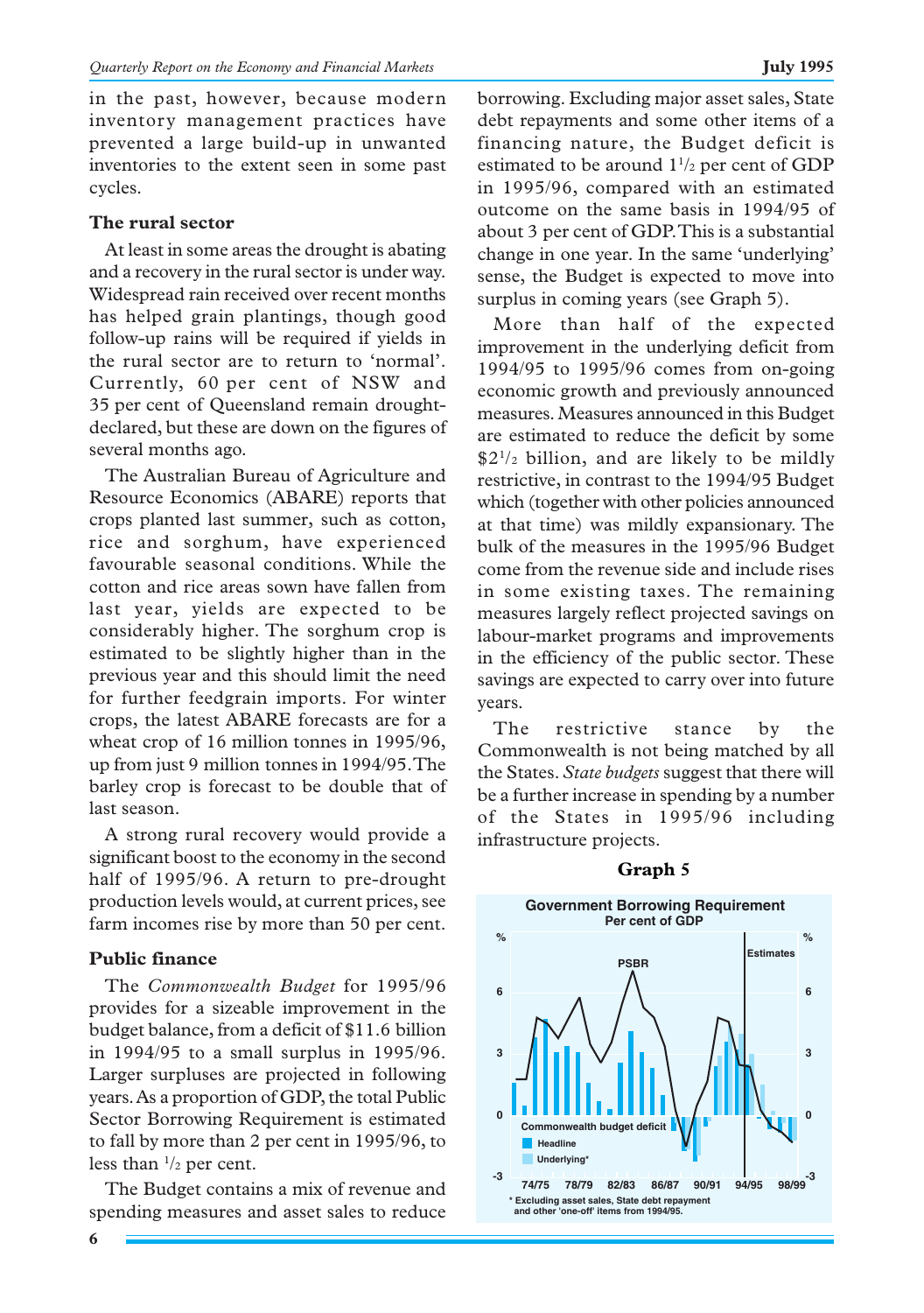in the past, however, because modern inventory management practices have prevented a large build-up in unwanted inventories to the extent seen in some past cycles.

### The rural sector

At least in some areas the drought is abating and a recovery in the rural sector is under way. Widespread rain received over recent months has helped grain plantings, though good follow-up rains will be required if yields in the rural sector are to return to 'normal'. Currently, 60 per cent of NSW and 35 per cent of Queensland remain drought-declared, but these are down on the figures of several months ago.

The Australian Bureau of Agriculture and Resource Economics (ABARE) reports that crops planted last summer, such as cotton, rice and sorghum, have experienced favourable seasonal conditions. While the cotton and rice areas sown have fallen from last year, yields are expected to be considerably higher. The sorghum crop is estimated to be slightly higher than in the previous year and this should limit the need for further feedgrain imports. For winter crops, the latest ABARE forecasts are for a wheat crop of 16 million tonnes in 1995/96, up from just 9 million tonnes in 1994/95. The barley crop is forecast to be double that of last season.

A strong rural recovery would provide a significant boost to the economy in the second half of 1995/96. A return to pre-drought production levels would, at current prices, see farm incomes rise by more than 50 per cent.

### Public finance

The *Commonwealth Budget* for 1995/96 provides for a sizeable improvement in the budget balance, from a deficit of $11.6 billion in 1994/95 to a small surplus in 1995/96. Larger surpluses are projected in following years. As a proportion of GDP, the total Public Sector Borrowing Requirement is estimated to fall by more than 2 per cent in 1995/96, to less than 1/2 per cent.

The Budget contains a mix of revenue and spending measures and asset sales to reduce borrowing. Excluding major asset sales, State debt repayments and some other items of a financing nature, the Budget deficit is estimated to be around 1 1/2 per cent of GDP in 1995/96, compared with an estimated outcome on the same basis in 1994/95 of about 3 per cent of GDP. This is a substantial change in one year. In the same 'underlying' sense, the Budget is expected to move into surplus in coming years (see Graph 5).

More than half of the expected improvement in the underlying deficit from 1994/95 to 1995/96 comes from on-going economic growth and previously announced measures. Measures announced in this Budget are estimated to reduce the deficit by some $2 1/2 billion, and are likely to be mildly restrictive, in contrast to the 1994/95 Budget which (together with other policies announced at that time) was mildly expansionary. The bulk of the measures in the 1995/96 Budget come from the revenue side and include rises in some existing taxes. The remaining measures largely reflect projected savings on labour-market programs and improvements in the efficiency of the public sector. These savings are expected to carry over into future years.

The restrictive stance by the Commonwealth is not being matched by all the States. *State budgets* suggest that there will be a further increase in spending by a number of the States in 1995/96 including infrastructure projects.

**Graph 5**

Government Borrowing Requirement
Per cent of GDP

* Excluding asset sales, State debt repayment and other 'one-off' items from 1994/95.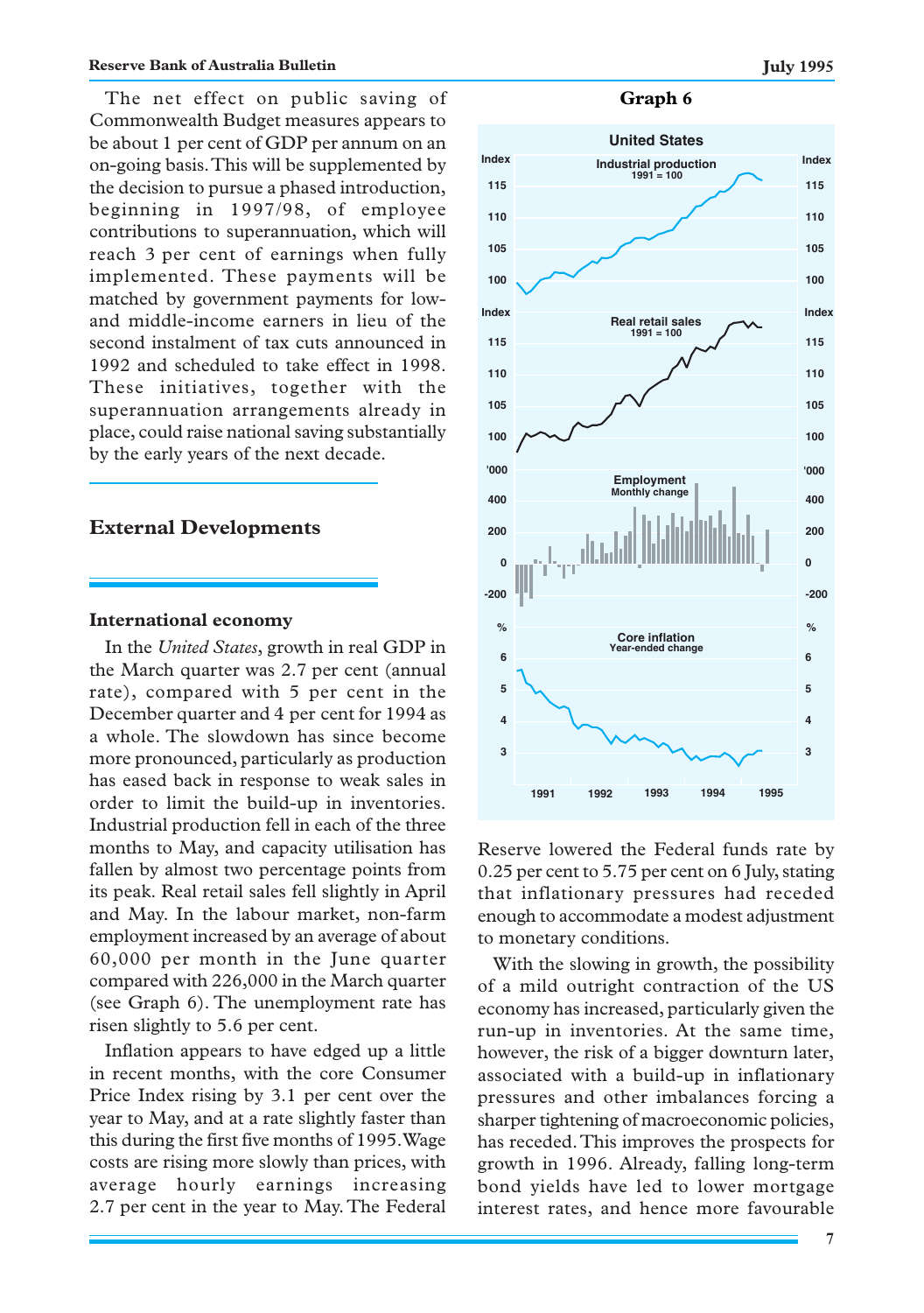The net effect on public saving of Commonwealth Budget measures appears to be about 1 per cent of GDP per annum on an on-going basis. This will be supplemented by the decision to pursue a phased introduction, beginning in 1997/98, of employee contributions to superannuation, which will reach 3 per cent of earnings when fully implemented. These payments will be matched by government payments for low- and middle-income earners in lieu of the second instalment of tax cuts announced in 1992 and scheduled to take effect in 1998. These initiatives, together with the superannuation arrangements already in place, could raise national saving substantially by the early years of the next decade.

## External Developments

### International economy

In the *United States*, growth in real GDP in the March quarter was 2.7 per cent (annual rate), compared with 5 per cent in the December quarter and 4 per cent for 1994 as a whole. The slowdown has since become more pronounced, particularly as production has eased back in response to weak sales in order to limit the build-up in inventories. Industrial production fell in each of the three months to May, and capacity utilisation has fallen by almost two percentage points from its peak. Real retail sales fell slightly in April and May. In the labour market, non-farm employment increased by an average of about 60,000 per month in the June quarter compared with 226,000 in the March quarter (see Graph 6). The unemployment rate has risen slightly to 5.6 per cent.

Inflation appears to have edged up a little in recent months, with the core Consumer Price Index rising by 3.1 per cent over the year to May, and at a rate slightly faster than this during the first five months of 1995. Wage costs are rising more slowly than prices, with average hourly earnings increasing 2.7 per cent in the year to May. The Federal Reserve lowered the Federal funds rate by 0.25 per cent to 5.75 per cent on 6 July, stating that inflationary pressures had receded enough to accommodate a modest adjustment to monetary conditions.

**Graph 6**

With the slowing in growth, the possibility of a mild outright contraction of the US economy has increased, particularly given the run-up in inventories. At the same time, however, the risk of a bigger downturn later, associated with a build-up in inflationary pressures and other imbalances forcing a sharper tightening of macroeconomic policies, has receded. This improves the prospects for growth in 1996. Already, falling long-term bond yields have led to lower mortgage interest rates, and hence more favourable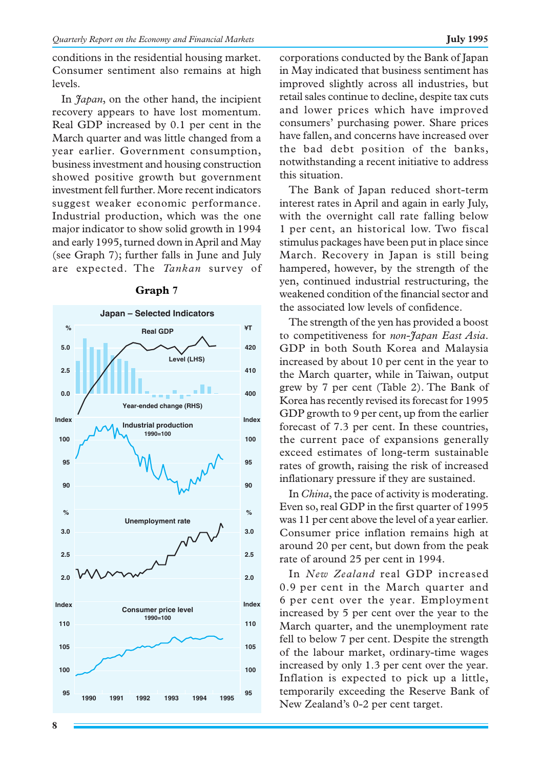conditions in the residential housing market. Consumer sentiment also remains at high levels.

In *Japan*, on the other hand, the incipient recovery appears to have lost momentum. Real GDP increased by 0.1 per cent in the March quarter and was little changed from a year earlier. Government consumption, business investment and housing construction showed positive growth but government investment fell further. More recent indicators suggest weaker economic performance. Industrial production, which was the one major indicator to show solid growth in 1994 and early 1995, turned down in April and May (see Graph 7); further falls in June and July are expected. The *Tankan* survey of corporations conducted by the Bank of Japan in May indicated that business sentiment has improved slightly across all industries, but retail sales continue to decline, despite tax cuts and lower prices which have improved consumers' purchasing power. Share prices have fallen, and concerns have increased over the bad debt position of the banks, notwithstanding a recent initiative to address this situation.

**Graph 7**

The Bank of Japan reduced short-term interest rates in April and again in early July, with the overnight call rate falling below 1 per cent, an historical low. Two fiscal stimulus packages have been put in place since March. Recovery in Japan is still being hampered, however, by the strength of the yen, continued industrial restructuring, the weakened condition of the financial sector and the associated low levels of confidence.

The strength of the yen has provided a boost to competitiveness for *non-Japan East Asia*. GDP in both South Korea and Malaysia increased by about 10 per cent in the year to the March quarter, while in Taiwan, output grew by 7 per cent (Table 2). The Bank of Korea has recently revised its forecast for 1995 GDP growth to 9 per cent, up from the earlier forecast of 7.3 per cent. In these countries, the current pace of expansions generally exceed estimates of long-term sustainable rates of growth, raising the risk of increased inflationary pressure if they are sustained.

In *China*, the pace of activity is moderating. Even so, real GDP in the first quarter of 1995 was 11 per cent above the level of a year earlier. Consumer price inflation remains high at around 20 per cent, but down from the peak rate of around 25 per cent in 1994.

In *New Zealand* real GDP increased 0.9 per cent in the March quarter and 6 per cent over the year. Employment increased by 5 per cent over the year to the March quarter, and the unemployment rate fell to below 7 per cent. Despite the strength of the labour market, ordinary-time wages increased by only 1.3 per cent over the year. Inflation is expected to pick up a little, temporarily exceeding the Reserve Bank of New Zealand's 0-2 per cent target.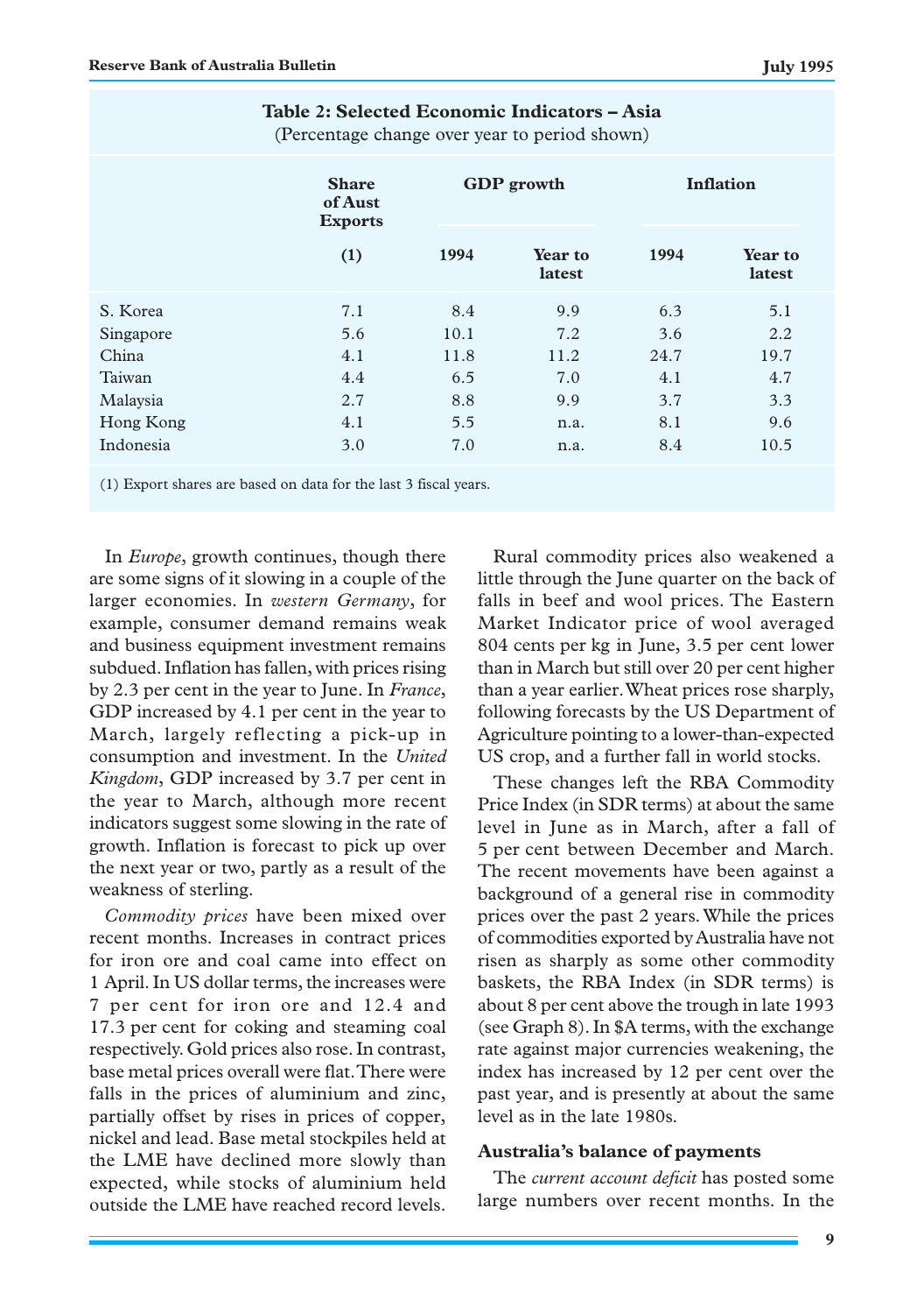**Table 2: Selected Economic Indicators – Asia**
(Percentage change over year to period shown)

| | Share of Aust Exports | GDP growth | | Inflation | |
|---|---|---|---|---|---|
| | (1) | 1994 | Year to latest | 1994 | Year to latest |
| S. Korea | 7.1 | 8.4 | 9.9 | 6.3 | 5.1 |
| Singapore | 5.6 | 10.1 | 7.2 | 3.6 | 2.2 |
| China | 4.1 | 11.8 | 11.2 | 24.7 | 19.7 |
| Taiwan | 4.4 | 6.5 | 7.0 | 4.1 | 4.7 |
| Malaysia | 2.7 | 8.8 | 9.9 | 3.7 | 3.3 |
| Hong Kong | 4.1 | 5.5 | n.a. | 8.1 | 9.6 |
| Indonesia | 3.0 | 7.0 | n.a. | 8.4 | 10.5 |

(1) Export shares are based on data for the last 3 fiscal years.

In *Europe*, growth continues, though there are some signs of it slowing in a couple of the larger economies. In *western Germany*, for example, consumer demand remains weak and business equipment investment remains subdued. Inflation has fallen, with prices rising by 2.3 per cent in the year to June. In *France*, GDP increased by 4.1 per cent in the year to March, largely reflecting a pick-up in consumption and investment. In the *United Kingdom*, GDP increased by 3.7 per cent in the year to March, although more recent indicators suggest some slowing in the rate of growth. Inflation is forecast to pick up over the next year or two, partly as a result of the weakness of sterling.

*Commodity prices* have been mixed over recent months. Increases in contract prices for iron ore and coal came into effect on 1 April. In US dollar terms, the increases were 7 per cent for iron ore and 12.4 and 17.3 per cent for coking and steaming coal respectively. Gold prices also rose. In contrast, base metal prices overall were flat. There were falls in the prices of aluminium and zinc, partially offset by rises in prices of copper, nickel and lead. Base metal stockpiles held at the LME have declined more slowly than expected, while stocks of aluminium held outside the LME have reached record levels.

Rural commodity prices also weakened a little through the June quarter on the back of falls in beef and wool prices. The Eastern Market Indicator price of wool averaged 804 cents per kg in June, 3.5 per cent lower than in March but still over 20 per cent higher than a year earlier. Wheat prices rose sharply, following forecasts by the US Department of Agriculture pointing to a lower-than-expected US crop, and a further fall in world stocks.

These changes left the RBA Commodity Price Index (in SDR terms) at about the same level in June as in March, after a fall of 5 per cent between December and March. The recent movements have been against a background of a general rise in commodity prices over the past 2 years. While the prices of commodities exported by Australia have not risen as sharply as some other commodity baskets, the RBA Index (in SDR terms) is about 8 per cent above the trough in late 1993 (see Graph 8). In $A terms, with the exchange rate against major currencies weakening, the index has increased by 12 per cent over the past year, and is presently at about the same level as in the late 1980s.

## Australia's balance of payments

The *current account deficit* has posted some large numbers over recent months. In the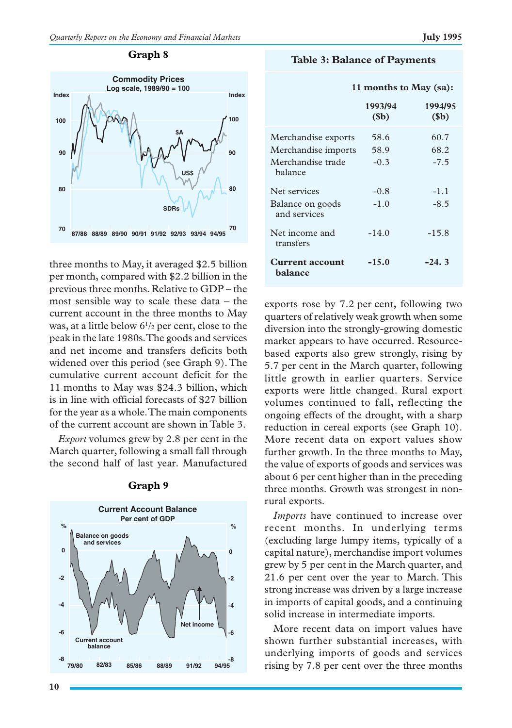**Graph 8**

**Graph 9**

three months to May, it averaged $2.5 billion per month, compared with $2.2 billion in the previous three months. Relative to GDP – the most sensible way to scale these data – the current account in the three months to May was, at a little below 6½ per cent, close to the peak in the late 1980s. The goods and services and net income and transfers deficits both widened over this period (see Graph 9). The cumulative current account deficit for the 11 months to May was $24.3 billion, which is in line with official forecasts of $27 billion for the year as a whole. The main components of the current account are shown in Table 3.

*Export* volumes grew by 2.8 per cent in the March quarter, following a small fall through the second half of last year. Manufactured exports rose by 7.2 per cent, following two quarters of relatively weak growth when some diversion into the strongly-growing domestic market appears to have occurred. Resource-based exports also grew strongly, rising by 5.7 per cent in the March quarter, following little growth in earlier quarters. Service exports were little changed. Rural export volumes continued to fall, reflecting the ongoing effects of the drought, with a sharp reduction in cereal exports (see Graph 10). More recent data on export values show further growth. In the three months to May, the value of exports of goods and services was about 6 per cent higher than in the preceding three months. Growth was strongest in non-rural exports.

**Table 3: Balance of Payments**

| | 11 months to May (sa): | |
|---|---|---|
| | 1993/94 ($b) | 1994/95 ($b) |
| Merchandise exports | 58.6 | 60.7 |
| Merchandise imports | 58.9 | 68.2 |
| Merchandise trade balance | -0.3 | -7.5 |
| Net services | -0.8 | -1.1 |
| Balance on goods and services | -1.0 | -8.5 |
| Net income and transfers | -14.0 | -15.8 |
| **Current account balance** | **-15.0** | **-24. 3** |

*Imports* have continued to increase over recent months. In underlying terms (excluding large lumpy items, typically of a capital nature), merchandise import volumes grew by 5 per cent in the March quarter, and 21.6 per cent over the year to March. This strong increase was driven by a large increase in imports of capital goods, and a continuing solid increase in intermediate imports.

More recent data on import values have shown further substantial increases, with underlying imports of goods and services rising by 7.8 per cent over the three months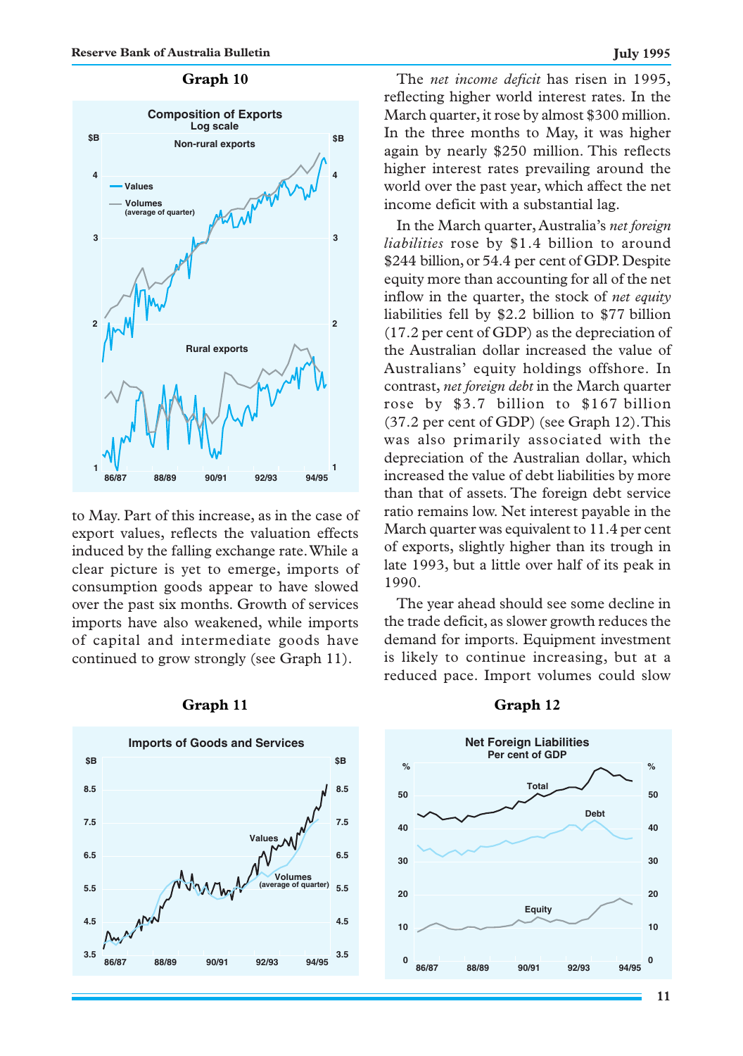**Graph 10**

to May. Part of this increase, as in the case of export values, reflects the valuation effects induced by the falling exchange rate. While a clear picture is yet to emerge, imports of consumption goods appear to have slowed over the past six months. Growth of services imports have also weakened, while imports of capital and intermediate goods have continued to grow strongly (see Graph 11).

**Graph 11**

The *net income deficit* has risen in 1995, reflecting higher world interest rates. In the March quarter, it rose by almost $300 million. In the three months to May, it was higher again by nearly $250 million. This reflects higher interest rates prevailing around the world over the past year, which affect the net income deficit with a substantial lag.

In the March quarter, Australia's *net foreign liabilities* rose by $1.4 billion to around $244 billion, or 54.4 per cent of GDP. Despite equity more than accounting for all of the net inflow in the quarter, the stock of *net equity* liabilities fell by $2.2 billion to $77 billion (17.2 per cent of GDP) as the depreciation of the Australian dollar increased the value of Australians' equity holdings offshore. In contrast, *net foreign debt* in the March quarter rose by $3.7 billion to $167 billion (37.2 per cent of GDP) (see Graph 12). This was also primarily associated with the depreciation of the Australian dollar, which increased the value of debt liabilities by more than that of assets. The foreign debt service ratio remains low. Net interest payable in the March quarter was equivalent to 11.4 per cent of exports, slightly higher than its trough in late 1993, but a little over half of its peak in 1990.

The year ahead should see some decline in the trade deficit, as slower growth reduces the demand for imports. Equipment investment is likely to continue increasing, but at a reduced pace. Import volumes could slow

**Graph 12**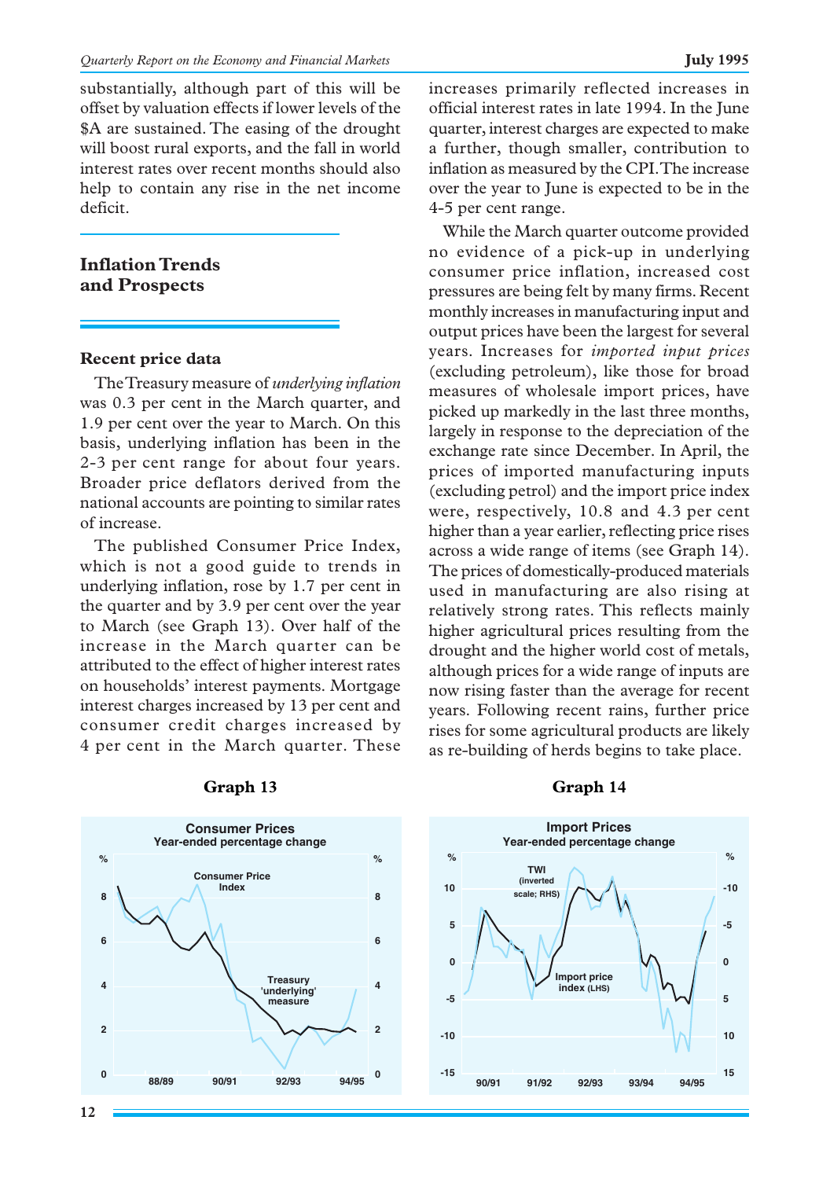substantially, although part of this will be offset by valuation effects if lower levels of the $A are sustained. The easing of the drought will boost rural exports, and the fall in world interest rates over recent months should also help to contain any rise in the net income deficit.

## Inflation Trends and Prospects

### Recent price data

The Treasury measure of *underlying inflation* was 0.3 per cent in the March quarter, and 1.9 per cent over the year to March. On this basis, underlying inflation has been in the 2-3 per cent range for about four years. Broader price deflators derived from the national accounts are pointing to similar rates of increase.

The published Consumer Price Index, which is not a good guide to trends in underlying inflation, rose by 1.7 per cent in the quarter and by 3.9 per cent over the year to March (see Graph 13). Over half of the increase in the March quarter can be attributed to the effect of higher interest rates on households' interest payments. Mortgage interest charges increased by 13 per cent and consumer credit charges increased by 4 per cent in the March quarter. These increases primarily reflected increases in official interest rates in late 1994. In the June quarter, interest charges are expected to make a further, though smaller, contribution to inflation as measured by the CPI. The increase over the year to June is expected to be in the 4-5 per cent range.

While the March quarter outcome provided no evidence of a pick-up in underlying consumer price inflation, increased cost pressures are being felt by many firms. Recent monthly increases in manufacturing input and output prices have been the largest for several years. Increases for *imported input prices* (excluding petroleum), like those for broad measures of wholesale import prices, have picked up markedly in the last three months, largely in response to the depreciation of the exchange rate since December. In April, the prices of imported manufacturing inputs (excluding petrol) and the import price index were, respectively, 10.8 and 4.3 per cent higher than a year earlier, reflecting price rises across a wide range of items (see Graph 14). The prices of domestically-produced materials used in manufacturing are also rising at relatively strong rates. This reflects mainly higher agricultural prices resulting from the drought and the higher world cost of metals, although prices for a wide range of inputs are now rising faster than the average for recent years. Following recent rains, further price rises for some agricultural products are likely as re-building of herds begins to take place.

**Graph 13**

Consumer Prices
Year-ended percentage change

**Graph 14**

Import Prices
Year-ended percentage change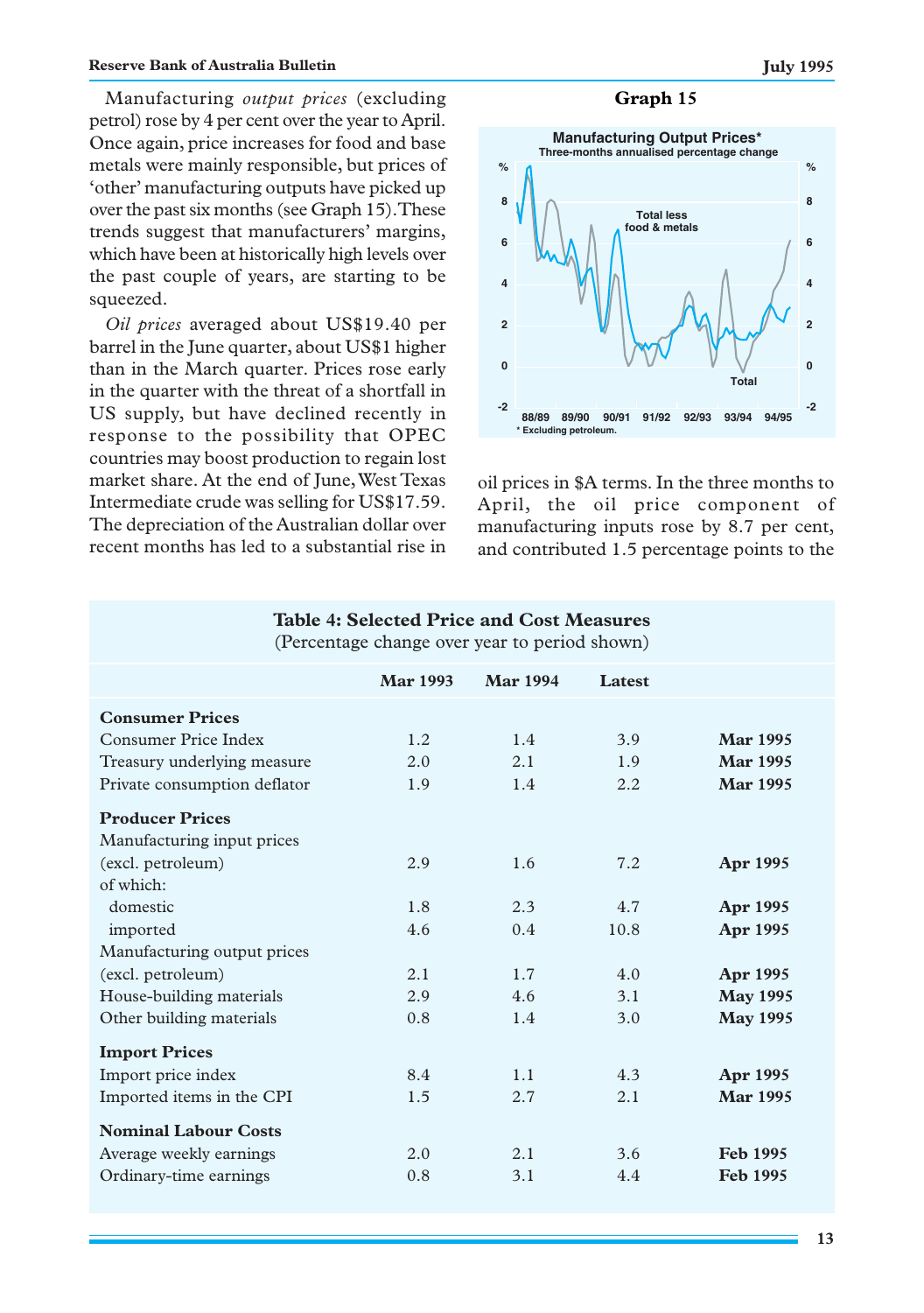Manufacturing *output prices* (excluding petrol) rose by 4 per cent over the year to April. Once again, price increases for food and base metals were mainly responsible, but prices of 'other' manufacturing outputs have picked up over the past six months (see Graph 15). These trends suggest that manufacturers' margins, which have been at historically high levels over the past couple of years, are starting to be squeezed.

*Oil prices* averaged about US$19.40 per barrel in the June quarter, about US$1 higher than in the March quarter. Prices rose early in the quarter with the threat of a shortfall in US supply, but have declined recently in response to the possibility that OPEC countries may boost production to regain lost market share. At the end of June, West Texas Intermediate crude was selling for US$17.59. The depreciation of the Australian dollar over recent months has led to a substantial rise in oil prices in $A terms. In the three months to April, the oil price component of manufacturing inputs rose by 8.7 per cent, and contributed 1.5 percentage points to the

**Graph 15**

Manufacturing Output Prices*
Three-months annualised percentage change

\* Excluding petroleum.

**Table 4: Selected Price and Cost Measures**
(Percentage change over year to period shown)

| | Mar 1993 | Mar 1994 | Latest | |
|---|---|---|---|---|
| **Consumer Prices** | | | | |
| Consumer Price Index | 1.2 | 1.4 | 3.9 | **Mar 1995** |
| Treasury underlying measure | 2.0 | 2.1 | 1.9 | **Mar 1995** |
| Private consumption deflator | 1.9 | 1.4 | 2.2 | **Mar 1995** |
| **Producer Prices** | | | | |
| Manufacturing input prices (excl. petroleum) | 2.9 | 1.6 | 7.2 | **Apr 1995** |
| of which: | | | | |
| domestic | 1.8 | 2.3 | 4.7 | **Apr 1995** |
| imported | 4.6 | 0.4 | 10.8 | **Apr 1995** |
| Manufacturing output prices (excl. petroleum) | 2.1 | 1.7 | 4.0 | **Apr 1995** |
| House-building materials | 2.9 | 4.6 | 3.1 | **May 1995** |
| Other building materials | 0.8 | 1.4 | 3.0 | **May 1995** |
| **Import Prices** | | | | |
| Import price index | 8.4 | 1.1 | 4.3 | **Apr 1995** |
| Imported items in the CPI | 1.5 | 2.7 | 2.1 | **Mar 1995** |
| **Nominal Labour Costs** | | | | |
| Average weekly earnings | 2.0 | 2.1 | 3.6 | **Feb 1995** |
| Ordinary-time earnings | 0.8 | 3.1 | 4.4 | **Feb 1995** |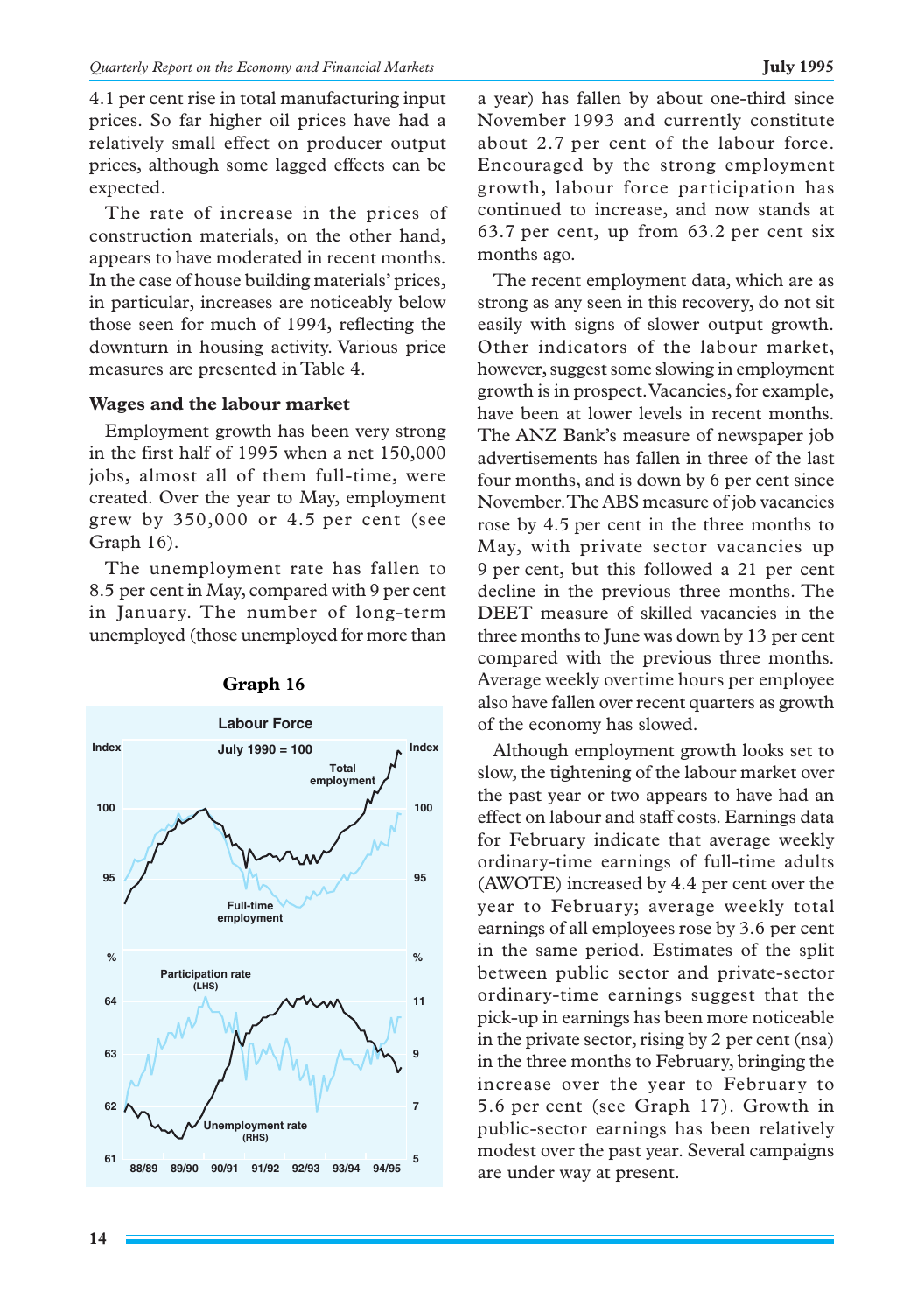4.1 per cent rise in total manufacturing input prices. So far higher oil prices have had a relatively small effect on producer output prices, although some lagged effects can be expected.

The rate of increase in the prices of construction materials, on the other hand, appears to have moderated in recent months. In the case of house building materials' prices, in particular, increases are noticeably below those seen for much of 1994, reflecting the downturn in housing activity. Various price measures are presented in Table 4.

### Wages and the labour market

Employment growth has been very strong in the first half of 1995 when a net 150,000 jobs, almost all of them full-time, were created. Over the year to May, employment grew by 350,000 or 4.5 per cent (see Graph 16).

The unemployment rate has fallen to 8.5 per cent in May, compared with 9 per cent in January. The number of long-term unemployed (those unemployed for more than a year) has fallen by about one-third since November 1993 and currently constitute about 2.7 per cent of the labour force. Encouraged by the strong employment growth, labour force participation has continued to increase, and now stands at 63.7 per cent, up from 63.2 per cent six months ago.

**Graph 16**

The recent employment data, which are as strong as any seen in this recovery, do not sit easily with signs of slower output growth. Other indicators of the labour market, however, suggest some slowing in employment growth is in prospect. Vacancies, for example, have been at lower levels in recent months. The ANZ Bank's measure of newspaper job advertisements has fallen in three of the last four months, and is down by 6 per cent since November. The ABS measure of job vacancies rose by 4.5 per cent in the three months to May, with private sector vacancies up 9 per cent, but this followed a 21 per cent decline in the previous three months. The DEET measure of skilled vacancies in the three months to June was down by 13 per cent compared with the previous three months. Average weekly overtime hours per employee also have fallen over recent quarters as growth of the economy has slowed.

Although employment growth looks set to slow, the tightening of the labour market over the past year or two appears to have had an effect on labour and staff costs. Earnings data for February indicate that average weekly ordinary-time earnings of full-time adults (AWOTE) increased by 4.4 per cent over the year to February; average weekly total earnings of all employees rose by 3.6 per cent in the same period. Estimates of the split between public sector and private-sector ordinary-time earnings suggest that the pick-up in earnings has been more noticeable in the private sector, rising by 2 per cent (nsa) in the three months to February, bringing the increase over the year to February to 5.6 per cent (see Graph 17). Growth in public-sector earnings has been relatively modest over the past year. Several campaigns are under way at present.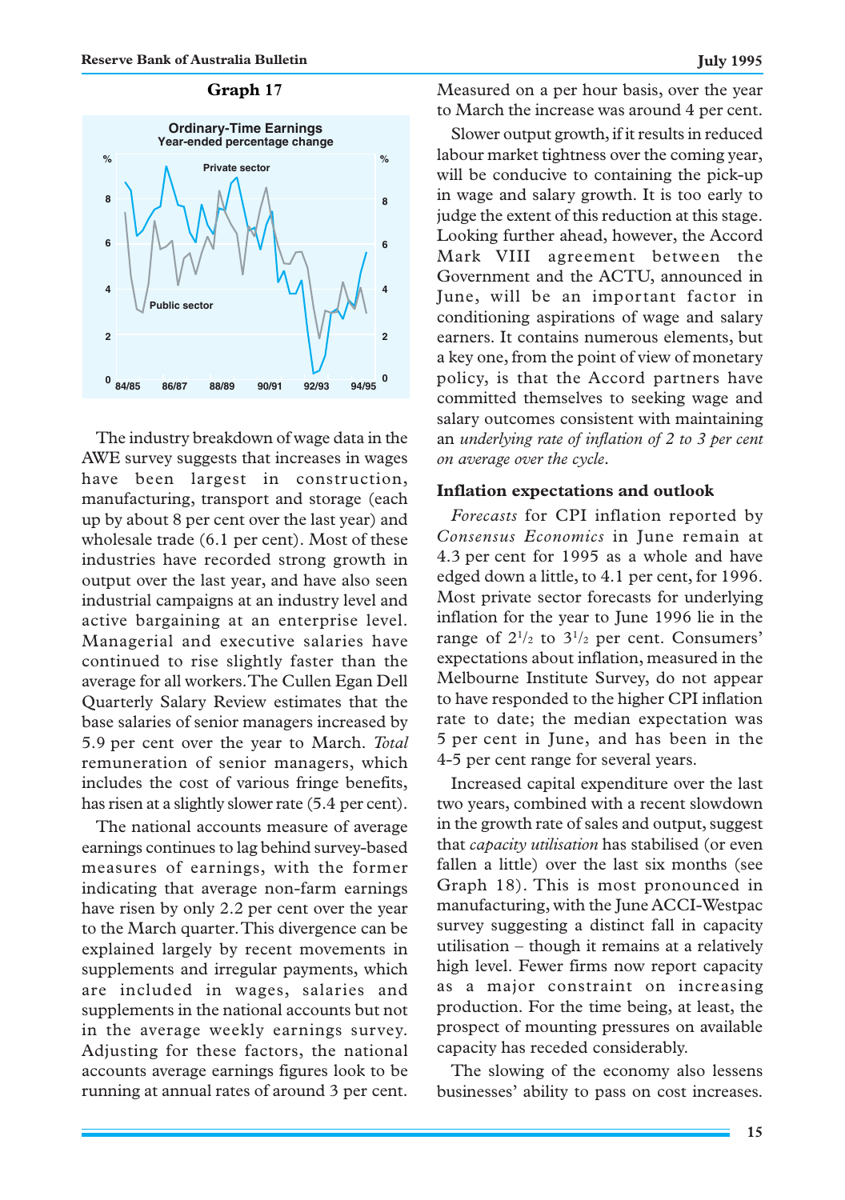**Graph 17**

The industry breakdown of wage data in the AWE survey suggests that increases in wages have been largest in construction, manufacturing, transport and storage (each up by about 8 per cent over the last year) and wholesale trade (6.1 per cent). Most of these industries have recorded strong growth in output over the last year, and have also seen industrial campaigns at an industry level and active bargaining at an enterprise level. Managerial and executive salaries have continued to rise slightly faster than the average for all workers. The Cullen Egan Dell Quarterly Salary Review estimates that the base salaries of senior managers increased by 5.9 per cent over the year to March. *Total* remuneration of senior managers, which includes the cost of various fringe benefits, has risen at a slightly slower rate (5.4 per cent).

The national accounts measure of average earnings continues to lag behind survey-based measures of earnings, with the former indicating that average non-farm earnings have risen by only 2.2 per cent over the year to the March quarter. This divergence can be explained largely by recent movements in supplements and irregular payments, which are included in wages, salaries and supplements in the national accounts but not in the average weekly earnings survey. Adjusting for these factors, the national accounts average earnings figures look to be running at annual rates of around 3 per cent. Measured on a per hour basis, over the year to March the increase was around 4 per cent.

Slower output growth, if it results in reduced labour market tightness over the coming year, will be conducive to containing the pick-up in wage and salary growth. It is too early to judge the extent of this reduction at this stage. Looking further ahead, however, the Accord Mark VIII agreement between the Government and the ACTU, announced in June, will be an important factor in conditioning aspirations of wage and salary earners. It contains numerous elements, but a key one, from the point of view of monetary policy, is that the Accord partners have committed themselves to seeking wage and salary outcomes consistent with maintaining an *underlying rate of inflation of 2 to 3 per cent on average over the cycle*.

### Inflation expectations and outlook

*Forecasts* for CPI inflation reported by *Consensus Economics* in June remain at 4.3 per cent for 1995 as a whole and have edged down a little, to 4.1 per cent, for 1996. Most private sector forecasts for underlying inflation for the year to June 1996 lie in the range of 2½ to 3½ per cent. Consumers' expectations about inflation, measured in the Melbourne Institute Survey, do not appear to have responded to the higher CPI inflation rate to date; the median expectation was 5 per cent in June, and has been in the 4-5 per cent range for several years.

Increased capital expenditure over the last two years, combined with a recent slowdown in the growth rate of sales and output, suggest that *capacity utilisation* has stabilised (or even fallen a little) over the last six months (see Graph 18). This is most pronounced in manufacturing, with the June ACCI-Westpac survey suggesting a distinct fall in capacity utilisation – though it remains at a relatively high level. Fewer firms now report capacity as a major constraint on increasing production. For the time being, at least, the prospect of mounting pressures on available capacity has receded considerably.

The slowing of the economy also lessens businesses' ability to pass on cost increases.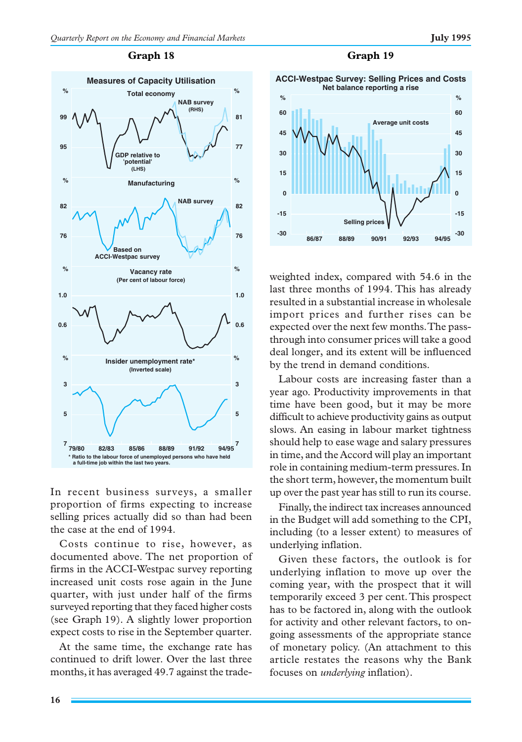**Graph 18**

**Measures of Capacity Utilisation**

**Graph 19**

**ACCI-Westpac Survey: Selling Prices and Costs**
Net balance reporting a rise

In recent business surveys, a smaller proportion of firms expecting to increase selling prices actually did so than had been the case at the end of 1994.

Costs continue to rise, however, as documented above. The net proportion of firms in the ACCI-Westpac survey reporting increased unit costs rose again in the June quarter, with just under half of the firms surveyed reporting that they faced higher costs (see Graph 19). A slightly lower proportion expect costs to rise in the September quarter.

At the same time, the exchange rate has continued to drift lower. Over the last three months, it has averaged 49.7 against the trade-weighted index, compared with 54.6 in the last three months of 1994. This has already resulted in a substantial increase in wholesale import prices and further rises can be expected over the next few months. The pass-through into consumer prices will take a good deal longer, and its extent will be influenced by the trend in demand conditions.

Labour costs are increasing faster than a year ago. Productivity improvements in that time have been good, but it may be more difficult to achieve productivity gains as output slows. An easing in labour market tightness should help to ease wage and salary pressures in time, and the Accord will play an important role in containing medium-term pressures. In the short term, however, the momentum built up over the past year has still to run its course.

Finally, the indirect tax increases announced in the Budget will add something to the CPI, including (to a lesser extent) to measures of underlying inflation.

Given these factors, the outlook is for underlying inflation to move up over the coming year, with the prospect that it will temporarily exceed 3 per cent. This prospect has to be factored in, along with the outlook for activity and other relevant factors, to on-going assessments of the appropriate stance of monetary policy. (An attachment to this article restates the reasons why the Bank focuses on *underlying* inflation).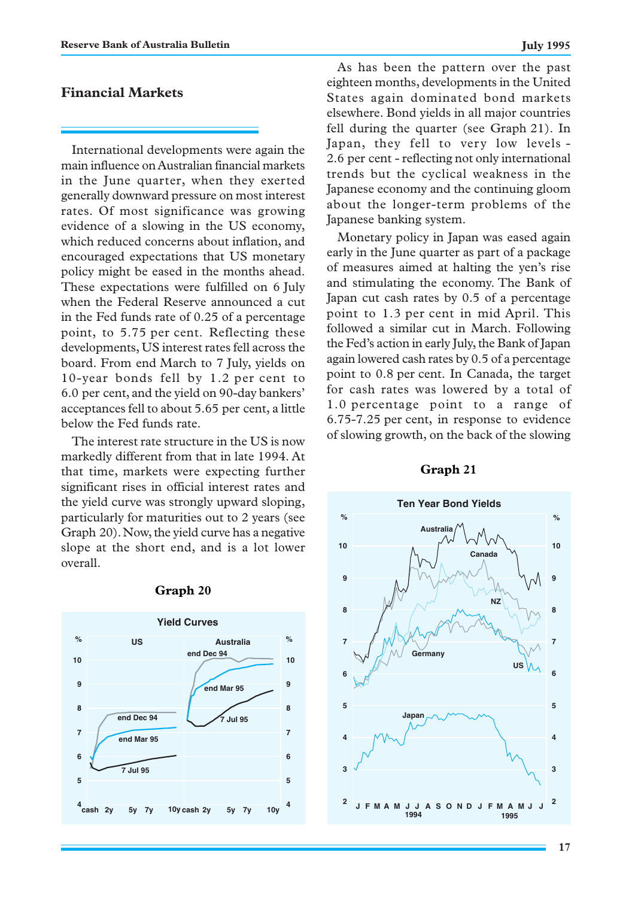## Financial Markets

International developments were again the main influence on Australian financial markets in the June quarter, when they exerted generally downward pressure on most interest rates. Of most significance was growing evidence of a slowing in the US economy, which reduced concerns about inflation, and encouraged expectations that US monetary policy might be eased in the months ahead. These expectations were fulfilled on 6 July when the Federal Reserve announced a cut in the Fed funds rate of 0.25 of a percentage point, to 5.75 per cent. Reflecting these developments, US interest rates fell across the board. From end March to 7 July, yields on 10-year bonds fell by 1.2 per cent to 6.0 per cent, and the yield on 90-day bankers' acceptances fell to about 5.65 per cent, a little below the Fed funds rate.

The interest rate structure in the US is now markedly different from that in late 1994. At that time, markets were expecting further significant rises in official interest rates and the yield curve was strongly upward sloping, particularly for maturities out to 2 years (see Graph 20). Now, the yield curve has a negative slope at the short end, and is a lot lower overall.

**Graph 20**

Yield Curves

As has been the pattern over the past eighteen months, developments in the United States again dominated bond markets elsewhere. Bond yields in all major countries fell during the quarter (see Graph 21). In Japan, they fell to very low levels - 2.6 per cent - reflecting not only international trends but the cyclical weakness in the Japanese economy and the continuing gloom about the longer-term problems of the Japanese banking system.

Monetary policy in Japan was eased again early in the June quarter as part of a package of measures aimed at halting the yen's rise and stimulating the economy. The Bank of Japan cut cash rates by 0.5 of a percentage point to 1.3 per cent in mid April. This followed a similar cut in March. Following the Fed's action in early July, the Bank of Japan again lowered cash rates by 0.5 of a percentage point to 0.8 per cent. In Canada, the target for cash rates was lowered by a total of 1.0 percentage point to a range of 6.75-7.25 per cent, in response to evidence of slowing growth, on the back of the slowing

**Graph 21**

Ten Year Bond Yields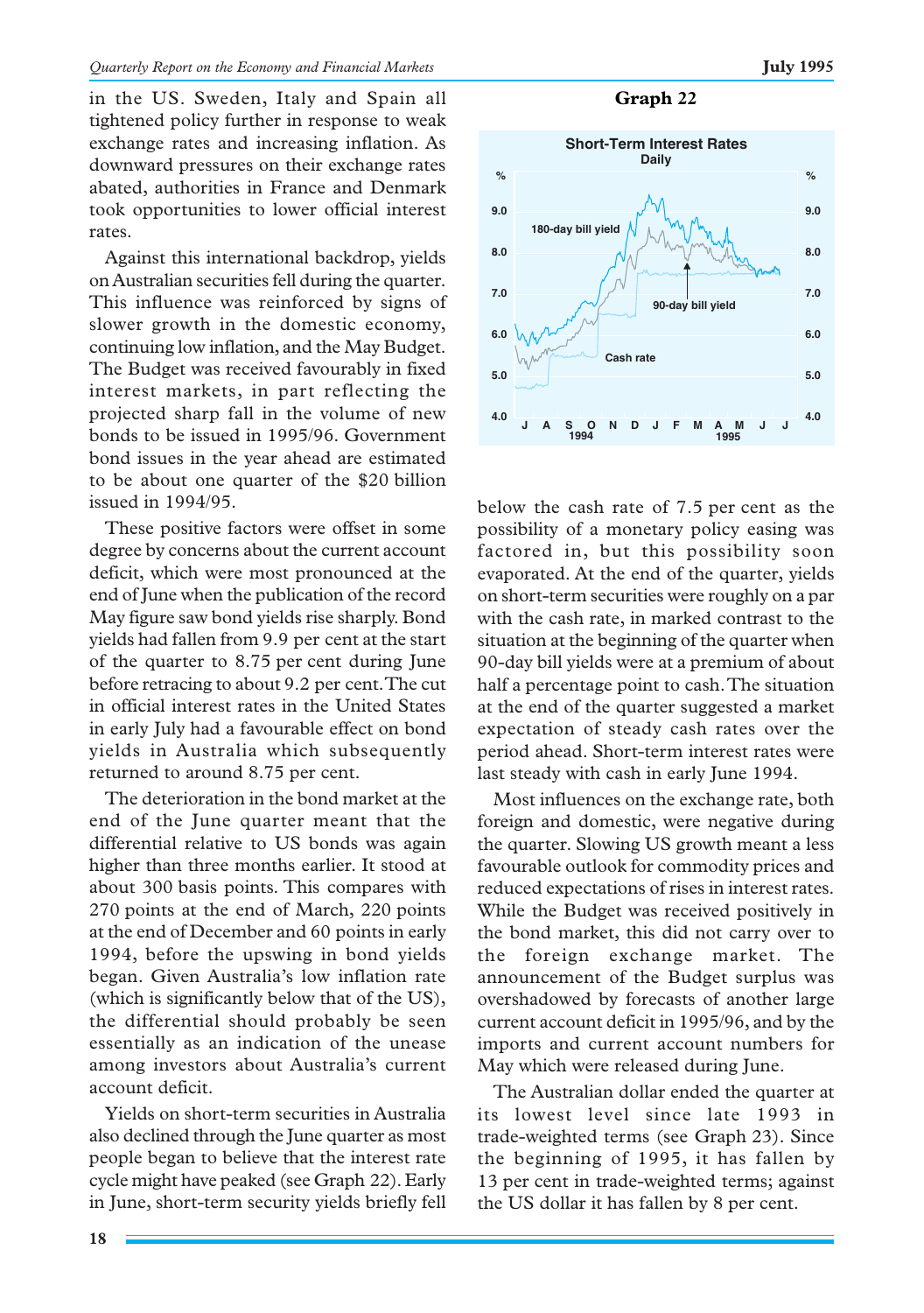in the US. Sweden, Italy and Spain all tightened policy further in response to weak exchange rates and increasing inflation. As downward pressures on their exchange rates abated, authorities in France and Denmark took opportunities to lower official interest rates.

Against this international backdrop, yields on Australian securities fell during the quarter. This influence was reinforced by signs of slower growth in the domestic economy, continuing low inflation, and the May Budget. The Budget was received favourably in fixed interest markets, in part reflecting the projected sharp fall in the volume of new bonds to be issued in 1995/96. Government bond issues in the year ahead are estimated to be about one quarter of the $20 billion issued in 1994/95.

These positive factors were offset in some degree by concerns about the current account deficit, which were most pronounced at the end of June when the publication of the record May figure saw bond yields rise sharply. Bond yields had fallen from 9.9 per cent at the start of the quarter to 8.75 per cent during June before retracing to about 9.2 per cent. The cut in official interest rates in the United States in early July had a favourable effect on bond yields in Australia which subsequently returned to around 8.75 per cent.

The deterioration in the bond market at the end of the June quarter meant that the differential relative to US bonds was again higher than three months earlier. It stood at about 300 basis points. This compares with 270 points at the end of March, 220 points at the end of December and 60 points in early 1994, before the upswing in bond yields began. Given Australia's low inflation rate (which is significantly below that of the US), the differential should probably be seen essentially as an indication of the unease among investors about Australia's current account deficit.

Yields on short-term securities in Australia also declined through the June quarter as most people began to believe that the interest rate cycle might have peaked (see Graph 22). Early in June, short-term security yields briefly fell below the cash rate of 7.5 per cent as the possibility of a monetary policy easing was factored in, but this possibility soon evaporated. At the end of the quarter, yields on short-term securities were roughly on a par with the cash rate, in marked contrast to the situation at the beginning of the quarter when 90-day bill yields were at a premium of about half a percentage point to cash. The situation at the end of the quarter suggested a market expectation of steady cash rates over the period ahead. Short-term interest rates were last steady with cash in early June 1994.

**Graph 22**

Short-Term Interest Rates
Daily

Most influences on the exchange rate, both foreign and domestic, were negative during the quarter. Slowing US growth meant a less favourable outlook for commodity prices and reduced expectations of rises in interest rates. While the Budget was received positively in the bond market, this did not carry over to the foreign exchange market. The announcement of the Budget surplus was overshadowed by forecasts of another large current account deficit in 1995/96, and by the imports and current account numbers for May which were released during June.

The Australian dollar ended the quarter at its lowest level since late 1993 in trade-weighted terms (see Graph 23). Since the beginning of 1995, it has fallen by 13 per cent in trade-weighted terms; against the US dollar it has fallen by 8 per cent.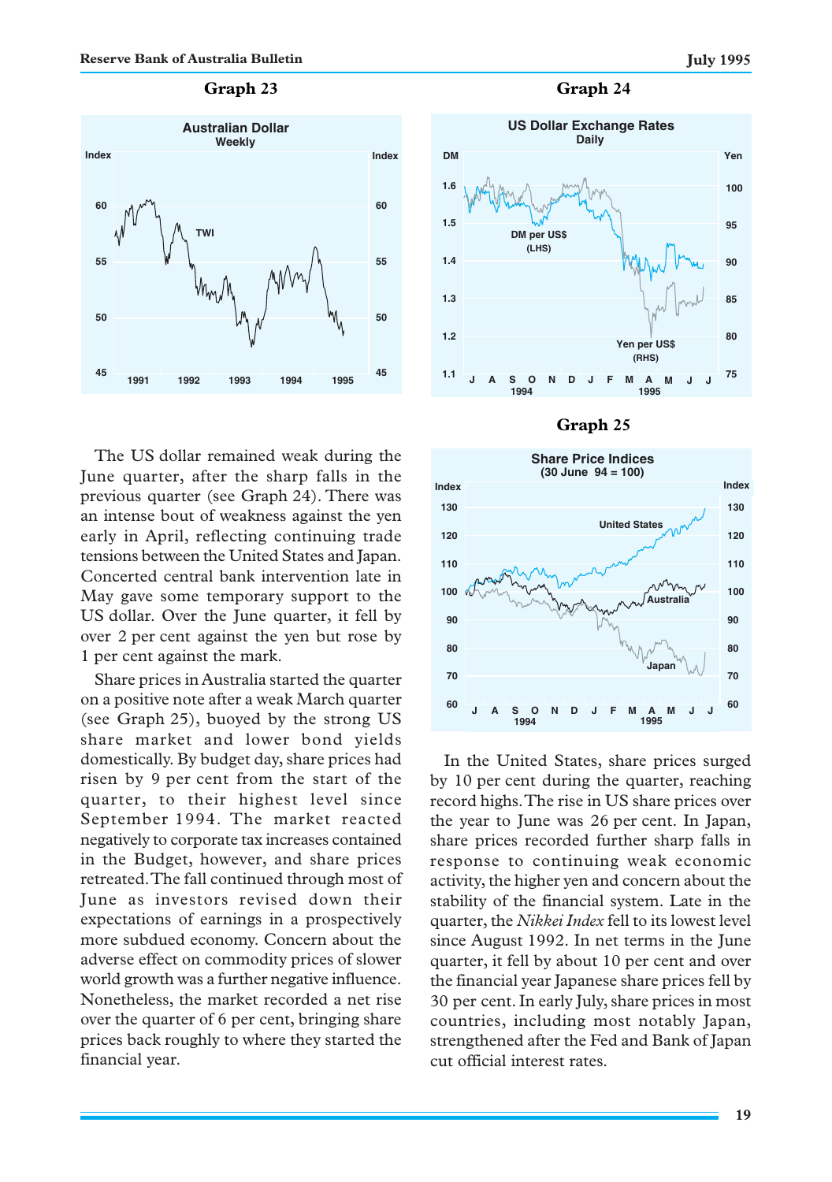**Graph 23**

**Australian Dollar**
Weekly

**Graph 24**

**US Dollar Exchange Rates**
Daily

**Graph 25**

**Share Price Indices**
(30 June 94 = 100)

The US dollar remained weak during the June quarter, after the sharp falls in the previous quarter (see Graph 24). There was an intense bout of weakness against the yen early in April, reflecting continuing trade tensions between the United States and Japan. Concerted central bank intervention late in May gave some temporary support to the US dollar. Over the June quarter, it fell by over 2 per cent against the yen but rose by 1 per cent against the mark.

Share prices in Australia started the quarter on a positive note after a weak March quarter (see Graph 25), buoyed by the strong US share market and lower bond yields domestically. By budget day, share prices had risen by 9 per cent from the start of the quarter, to their highest level since September 1994. The market reacted negatively to corporate tax increases contained in the Budget, however, and share prices retreated. The fall continued through most of June as investors revised down their expectations of earnings in a prospectively more subdued economy. Concern about the adverse effect on commodity prices of slower world growth was a further negative influence. Nonetheless, the market recorded a net rise over the quarter of 6 per cent, bringing share prices back roughly to where they started the financial year.

In the United States, share prices surged by 10 per cent during the quarter, reaching record highs. The rise in US share prices over the year to June was 26 per cent. In Japan, share prices recorded further sharp falls in response to continuing weak economic activity, the higher yen and concern about the stability of the financial system. Late in the quarter, the *Nikkei Index* fell to its lowest level since August 1992. In net terms in the June quarter, it fell by about 10 per cent and over the financial year Japanese share prices fell by 30 per cent. In early July, share prices in most countries, including most notably Japan, strengthened after the Fed and Bank of Japan cut official interest rates.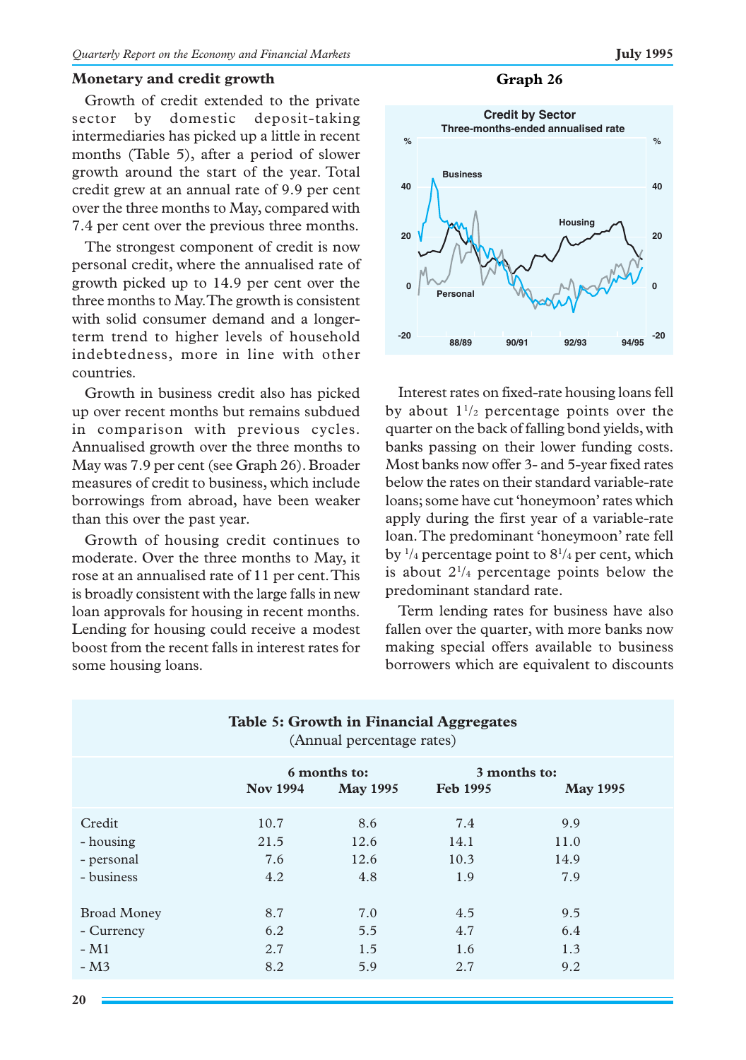## Monetary and credit growth

Growth of credit extended to the private sector by domestic deposit-taking intermediaries has picked up a little in recent months (Table 5), after a period of slower growth around the start of the year. Total credit grew at an annual rate of 9.9 per cent over the three months to May, compared with 7.4 per cent over the previous three months.

The strongest component of credit is now personal credit, where the annualised rate of growth picked up to 14.9 per cent over the three months to May. The growth is consistent with solid consumer demand and a longer-term trend to higher levels of household indebtedness, more in line with other countries.

Growth in business credit also has picked up over recent months but remains subdued in comparison with previous cycles. Annualised growth over the three months to May was 7.9 per cent (see Graph 26). Broader measures of credit to business, which include borrowings from abroad, have been weaker than this over the past year.

Growth of housing credit continues to moderate. Over the three months to May, it rose at an annualised rate of 11 per cent. This is broadly consistent with the large falls in new loan approvals for housing in recent months. Lending for housing could receive a modest boost from the recent falls in interest rates for some housing loans.

**Graph 26**

Credit by Sector
Three-months-ended annualised rate

Interest rates on fixed-rate housing loans fell by about 1½ percentage points over the quarter on the back of falling bond yields, with banks passing on their lower funding costs. Most banks now offer 3- and 5-year fixed rates below the rates on their standard variable-rate loans; some have cut 'honeymoon' rates which apply during the first year of a variable-rate loan. The predominant 'honeymoon' rate fell by ¼ percentage point to 8¼ per cent, which is about 2¼ percentage points below the predominant standard rate.

Term lending rates for business have also fallen over the quarter, with more banks now making special offers available to business borrowers which are equivalent to discounts

**Table 5: Growth in Financial Aggregates**
(Annual percentage rates)

| | 6 months to: | | 3 months to: | |
|---|---|---|---|---|
| | Nov 1994 | May 1995 | Feb 1995 | May 1995 |
| Credit | 10.7 | 8.6 | 7.4 | 9.9 |
| - housing | 21.5 | 12.6 | 14.1 | 11.0 |
| - personal | 7.6 | 12.6 | 10.3 | 14.9 |
| - business | 4.2 | 4.8 | 1.9 | 7.9 |
| Broad Money | 8.7 | 7.0 | 4.5 | 9.5 |
| - Currency | 6.2 | 5.5 | 4.7 | 6.4 |
| - M1 | 2.7 | 1.5 | 1.6 | 1.3 |
| - M3 | 8.2 | 5.9 | 2.7 | 9.2 |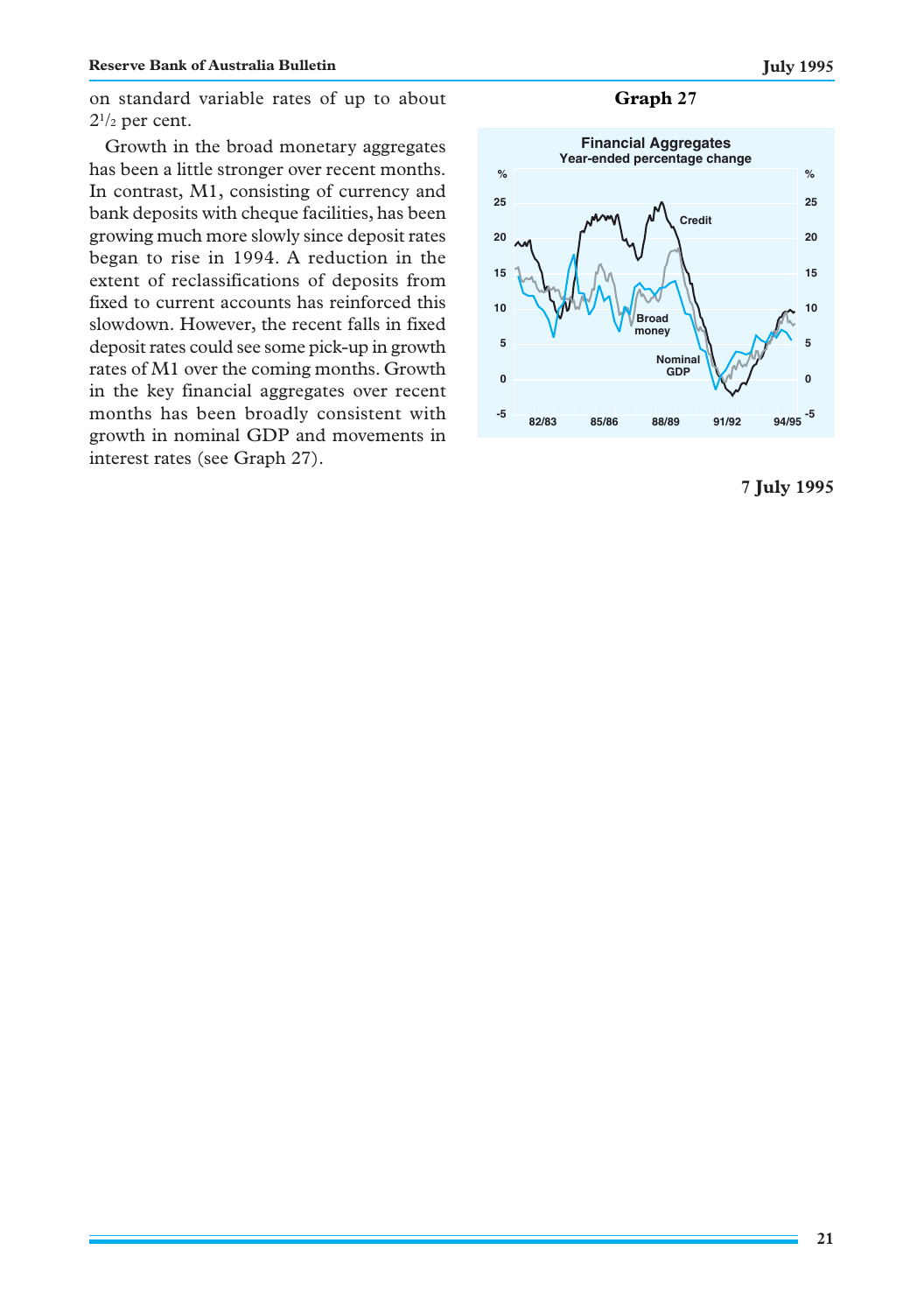on standard variable rates of up to about $2^{1}/_{2}$ per cent.

Growth in the broad monetary aggregates has been a little stronger over recent months. In contrast, M1, consisting of currency and bank deposits with cheque facilities, has been growing much more slowly since deposit rates began to rise in 1994. A reduction in the extent of reclassifications of deposits from fixed to current accounts has reinforced this slowdown. However, the recent falls in fixed deposit rates could see some pick-up in growth rates of M1 over the coming months. Growth in the key financial aggregates over recent months has been broadly consistent with growth in nominal GDP and movements in interest rates (see Graph 27).

**Graph 27**

Financial Aggregates
Year-ended percentage change

**7 July 1995**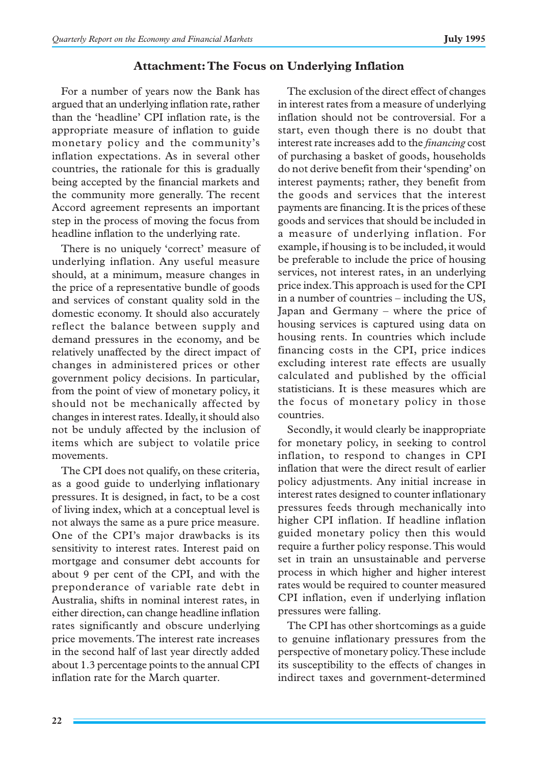## Attachment: The Focus on Underlying Inflation

For a number of years now the Bank has argued that an underlying inflation rate, rather than the 'headline' CPI inflation rate, is the appropriate measure of inflation to guide monetary policy and the community's inflation expectations. As in several other countries, the rationale for this is gradually being accepted by the financial markets and the community more generally. The recent Accord agreement represents an important step in the process of moving the focus from headline inflation to the underlying rate.

There is no uniquely 'correct' measure of underlying inflation. Any useful measure should, at a minimum, measure changes in the price of a representative bundle of goods and services of constant quality sold in the domestic economy. It should also accurately reflect the balance between supply and demand pressures in the economy, and be relatively unaffected by the direct impact of changes in administered prices or other government policy decisions. In particular, from the point of view of monetary policy, it should not be mechanically affected by changes in interest rates. Ideally, it should also not be unduly affected by the inclusion of items which are subject to volatile price movements.

The CPI does not qualify, on these criteria, as a good guide to underlying inflationary pressures. It is designed, in fact, to be a cost of living index, which at a conceptual level is not always the same as a pure price measure. One of the CPI's major drawbacks is its sensitivity to interest rates. Interest paid on mortgage and consumer debt accounts for about 9 per cent of the CPI, and with the preponderance of variable rate debt in Australia, shifts in nominal interest rates, in either direction, can change headline inflation rates significantly and obscure underlying price movements. The interest rate increases in the second half of last year directly added about 1.3 percentage points to the annual CPI inflation rate for the March quarter.

The exclusion of the direct effect of changes in interest rates from a measure of underlying inflation should not be controversial. For a start, even though there is no doubt that interest rate increases add to the *financing* cost of purchasing a basket of goods, households do not derive benefit from their 'spending' on interest payments; rather, they benefit from the goods and services that the interest payments are financing. It is the prices of these goods and services that should be included in a measure of underlying inflation. For example, if housing is to be included, it would be preferable to include the price of housing services, not interest rates, in an underlying price index. This approach is used for the CPI in a number of countries – including the US, Japan and Germany – where the price of housing services is captured using data on housing rents. In countries which include financing costs in the CPI, price indices excluding interest rate effects are usually calculated and published by the official statisticians. It is these measures which are the focus of monetary policy in those countries.

Secondly, it would clearly be inappropriate for monetary policy, in seeking to control inflation, to respond to changes in CPI inflation that were the direct result of earlier policy adjustments. Any initial increase in interest rates designed to counter inflationary pressures feeds through mechanically into higher CPI inflation. If headline inflation guided monetary policy then this would require a further policy response. This would set in train an unsustainable and perverse process in which higher and higher interest rates would be required to counter measured CPI inflation, even if underlying inflation pressures were falling.

The CPI has other shortcomings as a guide to genuine inflationary pressures from the perspective of monetary policy. These include its susceptibility to the effects of changes in indirect taxes and government-determined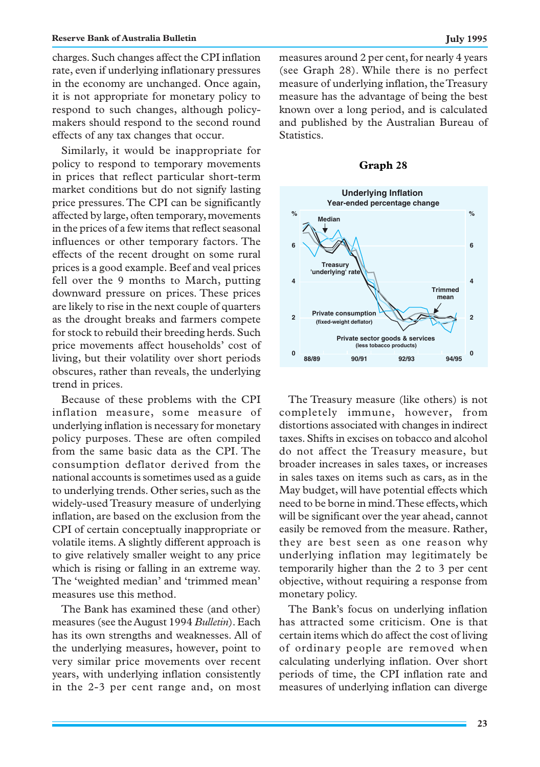charges. Such changes affect the CPI inflation rate, even if underlying inflationary pressures in the economy are unchanged. Once again, it is not appropriate for monetary policy to respond to such changes, although policy-makers should respond to the second round effects of any tax changes that occur.

Similarly, it would be inappropriate for policy to respond to temporary movements in prices that reflect particular short-term market conditions but do not signify lasting price pressures. The CPI can be significantly affected by large, often temporary, movements in the prices of a few items that reflect seasonal influences or other temporary factors. The effects of the recent drought on some rural prices is a good example. Beef and veal prices fell over the 9 months to March, putting downward pressure on prices. These prices are likely to rise in the next couple of quarters as the drought breaks and farmers compete for stock to rebuild their breeding herds. Such price movements affect households' cost of living, but their volatility over short periods obscures, rather than reveals, the underlying trend in prices.

Because of these problems with the CPI inflation measure, some measure of underlying inflation is necessary for monetary policy purposes. These are often compiled from the same basic data as the CPI. The consumption deflator derived from the national accounts is sometimes used as a guide to underlying trends. Other series, such as the widely-used Treasury measure of underlying inflation, are based on the exclusion from the CPI of certain conceptually inappropriate or volatile items. A slightly different approach is to give relatively smaller weight to any price which is rising or falling in an extreme way. The 'weighted median' and 'trimmed mean' measures use this method.

The Bank has examined these (and other) measures (see the August 1994 *Bulletin*). Each has its own strengths and weaknesses. All of the underlying measures, however, point to very similar price movements over recent years, with underlying inflation consistently in the 2-3 per cent range and, on most measures around 2 per cent, for nearly 4 years (see Graph 28). While there is no perfect measure of underlying inflation, the Treasury measure has the advantage of being the best known over a long period, and is calculated and published by the Australian Bureau of Statistics.

**Graph 28**

**Underlying Inflation**
**Year-ended percentage change**

The Treasury measure (like others) is not completely immune, however, from distortions associated with changes in indirect taxes. Shifts in excises on tobacco and alcohol do not affect the Treasury measure, but broader increases in sales taxes, or increases in sales taxes on items such as cars, as in the May budget, will have potential effects which need to be borne in mind. These effects, which will be significant over the year ahead, cannot easily be removed from the measure. Rather, they are best seen as one reason why underlying inflation may legitimately be temporarily higher than the 2 to 3 per cent objective, without requiring a response from monetary policy.

The Bank's focus on underlying inflation has attracted some criticism. One is that certain items which do affect the cost of living of ordinary people are removed when calculating underlying inflation. Over short periods of time, the CPI inflation rate and measures of underlying inflation can diverge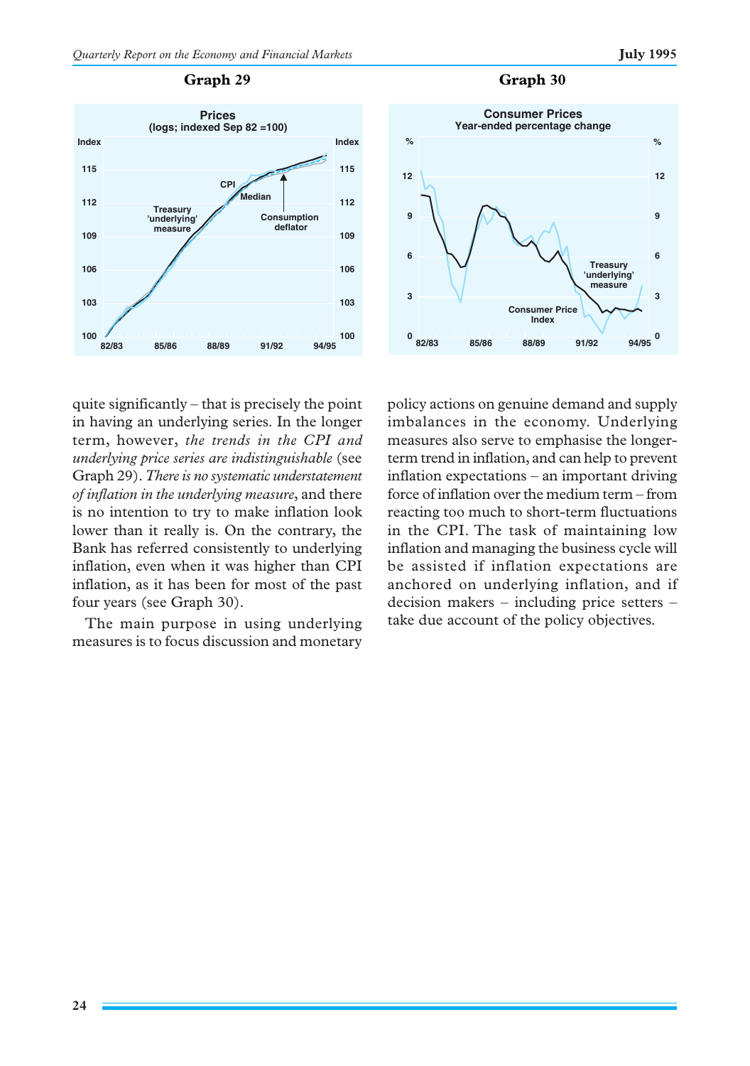**Graph 29**

Prices
(logs; indexed Sep 82 =100)

Index
115
112
109
106
103
100

Index
115
112
109
106
103
100

82/83 85/86 88/89 91/92 94/95

CPI
Median
Treasury 'underlying' measure
Consumption deflator

**Graph 30**

Consumer Prices
Year-ended percentage change

%
12
9
6
3
0

%
12
9
6
3
0

82/83 85/86 88/89 91/92 94/95

Treasury 'underlying' measure
Consumer Price Index

quite significantly – that is precisely the point in having an underlying series. In the longer term, however, *the trends in the CPI and underlying price series are indistinguishable* (see Graph 29). *There is no systematic understatement of inflation in the underlying measure*, and there is no intention to try to make inflation look lower than it really is. On the contrary, the Bank has referred consistently to underlying inflation, even when it was higher than CPI inflation, as it has been for most of the past four years (see Graph 30).

The main purpose in using underlying measures is to focus discussion and monetary policy actions on genuine demand and supply imbalances in the economy. Underlying measures also serve to emphasise the longer-term trend in inflation, and can help to prevent inflation expectations – an important driving force of inflation over the medium term – from reacting too much to short-term fluctuations in the CPI. The task of maintaining low inflation and managing the business cycle will be assisted if inflation expectations are anchored on underlying inflation, and if decision makers – including price setters – take due account of the policy objectives.